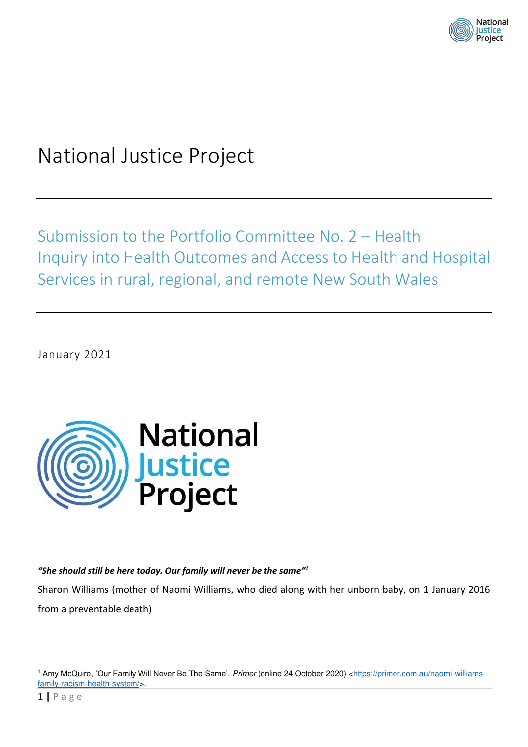# National Justice Project

## Submission to the Portfolio Committee No. 2 – Health Inquiry into Health Outcomes and Access to Health and Hospital Services in rural, regional, and remote New South Wales

January 2021

***"She should still be here today. Our family will never be the same"***[1]

Sharon Williams (mother of Naomi Williams, who died along with her unborn baby, on 1 January 2016 from a preventable death)

---

[1] Amy McQuire, 'Our Family Will Never Be The Same', *Primer* (online 24 October 2020) <https://primer.com.au/naomi-williams-family-racism-health-system/>.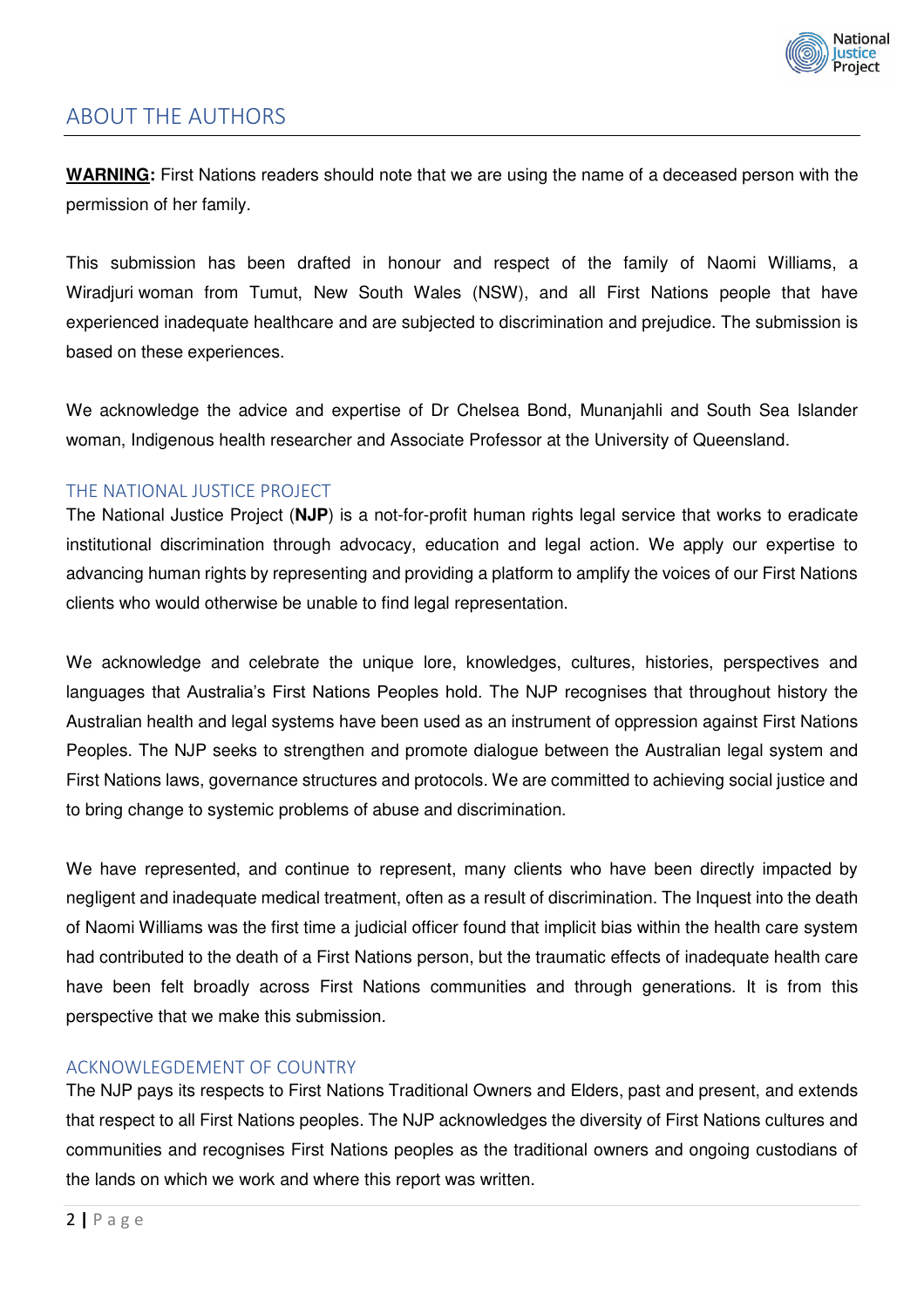# ABOUT THE AUTHORS

**WARNING:** First Nations readers should note that we are using the name of a deceased person with the permission of her family.

This submission has been drafted in honour and respect of the family of Naomi Williams, a Wiradjuri woman from Tumut, New South Wales (NSW), and all First Nations people that have experienced inadequate healthcare and are subjected to discrimination and prejudice. The submission is based on these experiences.

We acknowledge the advice and expertise of Dr Chelsea Bond, Munanjahli and South Sea Islander woman, Indigenous health researcher and Associate Professor at the University of Queensland.

## THE NATIONAL JUSTICE PROJECT

The National Justice Project (**NJP**) is a not-for-profit human rights legal service that works to eradicate institutional discrimination through advocacy, education and legal action. We apply our expertise to advancing human rights by representing and providing a platform to amplify the voices of our First Nations clients who would otherwise be unable to find legal representation.

We acknowledge and celebrate the unique lore, knowledges, cultures, histories, perspectives and languages that Australia's First Nations Peoples hold. The NJP recognises that throughout history the Australian health and legal systems have been used as an instrument of oppression against First Nations Peoples. The NJP seeks to strengthen and promote dialogue between the Australian legal system and First Nations laws, governance structures and protocols. We are committed to achieving social justice and to bring change to systemic problems of abuse and discrimination.

We have represented, and continue to represent, many clients who have been directly impacted by negligent and inadequate medical treatment, often as a result of discrimination. The Inquest into the death of Naomi Williams was the first time a judicial officer found that implicit bias within the health care system had contributed to the death of a First Nations person, but the traumatic effects of inadequate health care have been felt broadly across First Nations communities and through generations. It is from this perspective that we make this submission.

## ACKNOWLEDGEMENT OF COUNTRY

The NJP pays its respects to First Nations Traditional Owners and Elders, past and present, and extends that respect to all First Nations peoples. The NJP acknowledges the diversity of First Nations cultures and communities and recognises First Nations peoples as the traditional owners and ongoing custodians of the lands on which we work and where this report was written.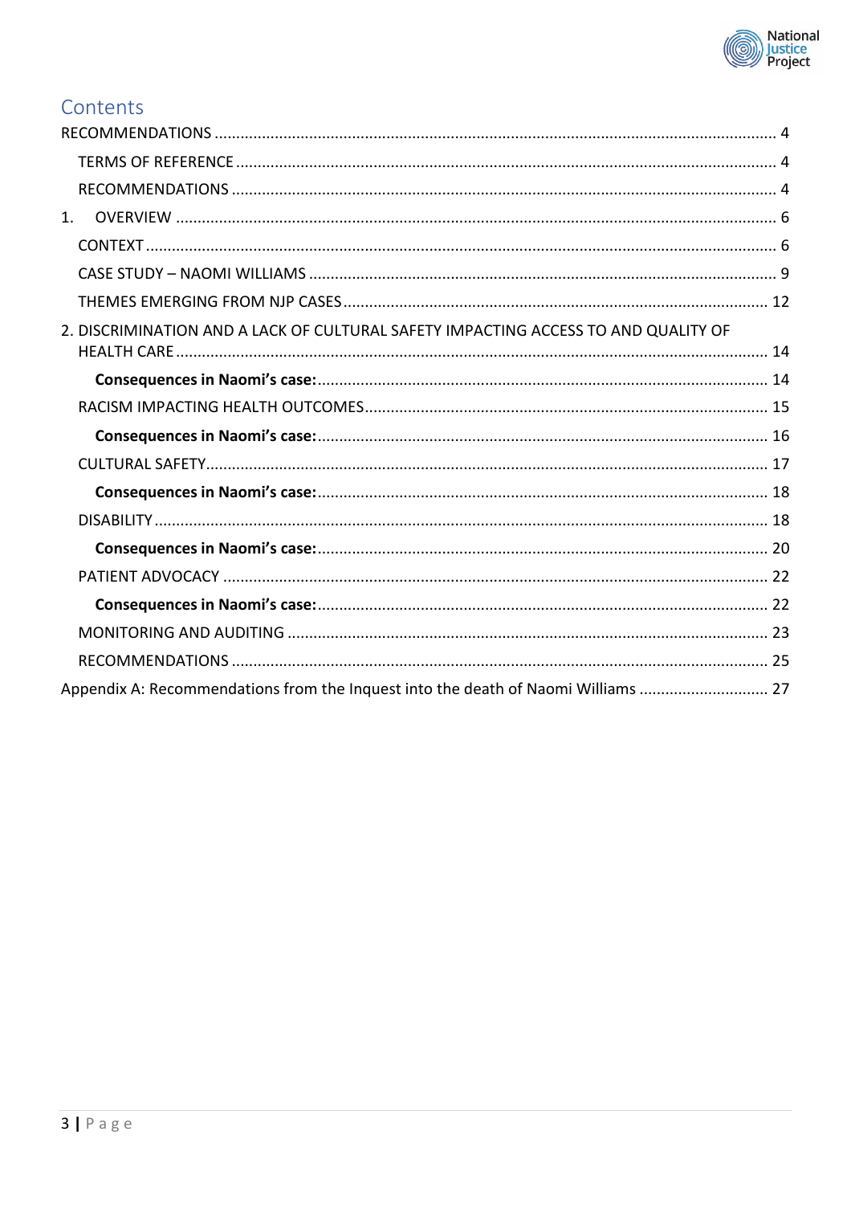# Contents

RECOMMENDATIONS ..... 4

- TERMS OF REFERENCE ..... 4
- RECOMMENDATIONS ..... 4

1. OVERVIEW ..... 6
   - CONTEXT ..... 6
   - CASE STUDY – NAOMI WILLIAMS ..... 9
   - THEMES EMERGING FROM NJP CASES ..... 12

2. DISCRIMINATION AND A LACK OF CULTURAL SAFETY IMPACTING ACCESS TO AND QUALITY OF HEALTH CARE ..... 14
   - **Consequences in Naomi's case:** ..... 14
   - RACISM IMPACTING HEALTH OUTCOMES ..... 15
     - **Consequences in Naomi's case:** ..... 16
   - CULTURAL SAFETY ..... 17
     - **Consequences in Naomi's case:** ..... 18
   - DISABILITY ..... 18
     - **Consequences in Naomi's case:** ..... 20
   - PATIENT ADVOCACY ..... 22
     - **Consequences in Naomi's case:** ..... 22
   - MONITORING AND AUDITING ..... 23
   - RECOMMENDATIONS ..... 25

Appendix A: Recommendations from the Inquest into the death of Naomi Williams ..... 27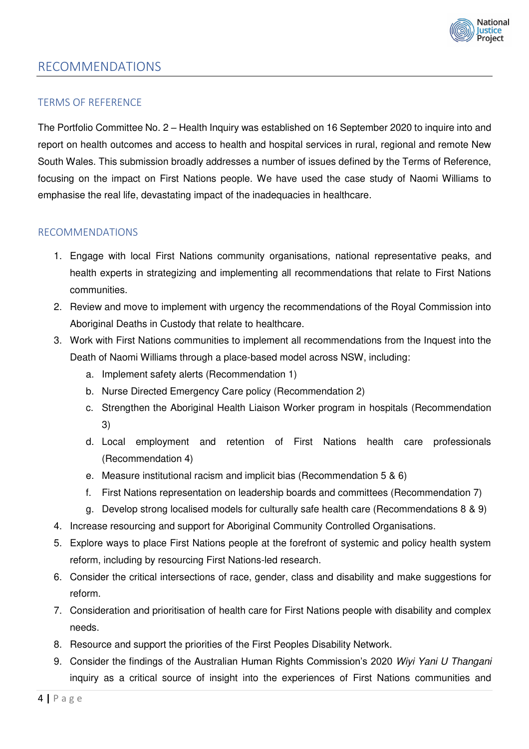# RECOMMENDATIONS

## TERMS OF REFERENCE

The Portfolio Committee No. 2 – Health Inquiry was established on 16 September 2020 to inquire into and report on health outcomes and access to health and hospital services in rural, regional and remote New South Wales. This submission broadly addresses a number of issues defined by the Terms of Reference, focusing on the impact on First Nations people. We have used the case study of Naomi Williams to emphasise the real life, devastating impact of the inadequacies in healthcare.

## RECOMMENDATIONS

1. Engage with local First Nations community organisations, national representative peaks, and health experts in strategizing and implementing all recommendations that relate to First Nations communities.
2. Review and move to implement with urgency the recommendations of the Royal Commission into Aboriginal Deaths in Custody that relate to healthcare.
3. Work with First Nations communities to implement all recommendations from the Inquest into the Death of Naomi Williams through a place-based model across NSW, including:
    a. Implement safety alerts (Recommendation 1)
    b. Nurse Directed Emergency Care policy (Recommendation 2)
    c. Strengthen the Aboriginal Health Liaison Worker program in hospitals (Recommendation 3)
    d. Local employment and retention of First Nations health care professionals (Recommendation 4)
    e. Measure institutional racism and implicit bias (Recommendation 5 & 6)
    f. First Nations representation on leadership boards and committees (Recommendation 7)
    g. Develop strong localised models for culturally safe health care (Recommendations 8 & 9)
4. Increase resourcing and support for Aboriginal Community Controlled Organisations.
5. Explore ways to place First Nations people at the forefront of systemic and policy health system reform, including by resourcing First Nations-led research.
6. Consider the critical intersections of race, gender, class and disability and make suggestions for reform.
7. Consideration and prioritisation of health care for First Nations people with disability and complex needs.
8. Resource and support the priorities of the First Peoples Disability Network.
9. Consider the findings of the Australian Human Rights Commission's 2020 *Wiyi Yani U Thangani* inquiry as a critical source of insight into the experiences of First Nations communities and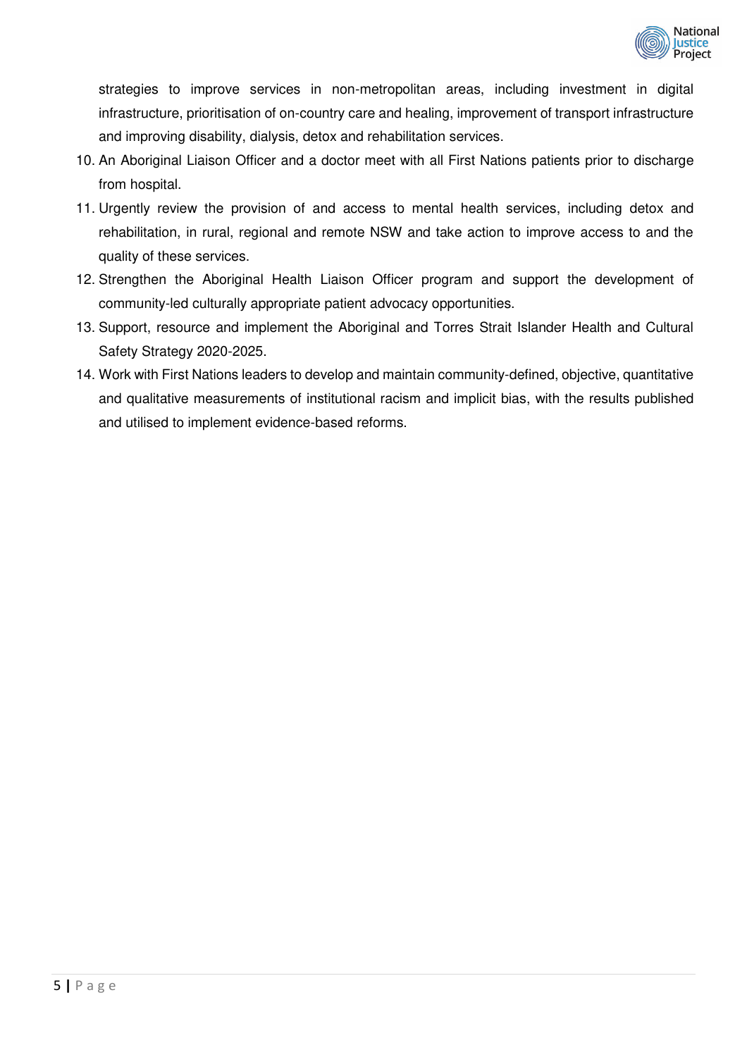strategies to improve services in non-metropolitan areas, including investment in digital infrastructure, prioritisation of on-country care and healing, improvement of transport infrastructure and improving disability, dialysis, detox and rehabilitation services.

10. An Aboriginal Liaison Officer and a doctor meet with all First Nations patients prior to discharge from hospital.
11. Urgently review the provision of and access to mental health services, including detox and rehabilitation, in rural, regional and remote NSW and take action to improve access to and the quality of these services.
12. Strengthen the Aboriginal Health Liaison Officer program and support the development of community-led culturally appropriate patient advocacy opportunities.
13. Support, resource and implement the Aboriginal and Torres Strait Islander Health and Cultural Safety Strategy 2020-2025.
14. Work with First Nations leaders to develop and maintain community-defined, objective, quantitative and qualitative measurements of institutional racism and implicit bias, with the results published and utilised to implement evidence-based reforms.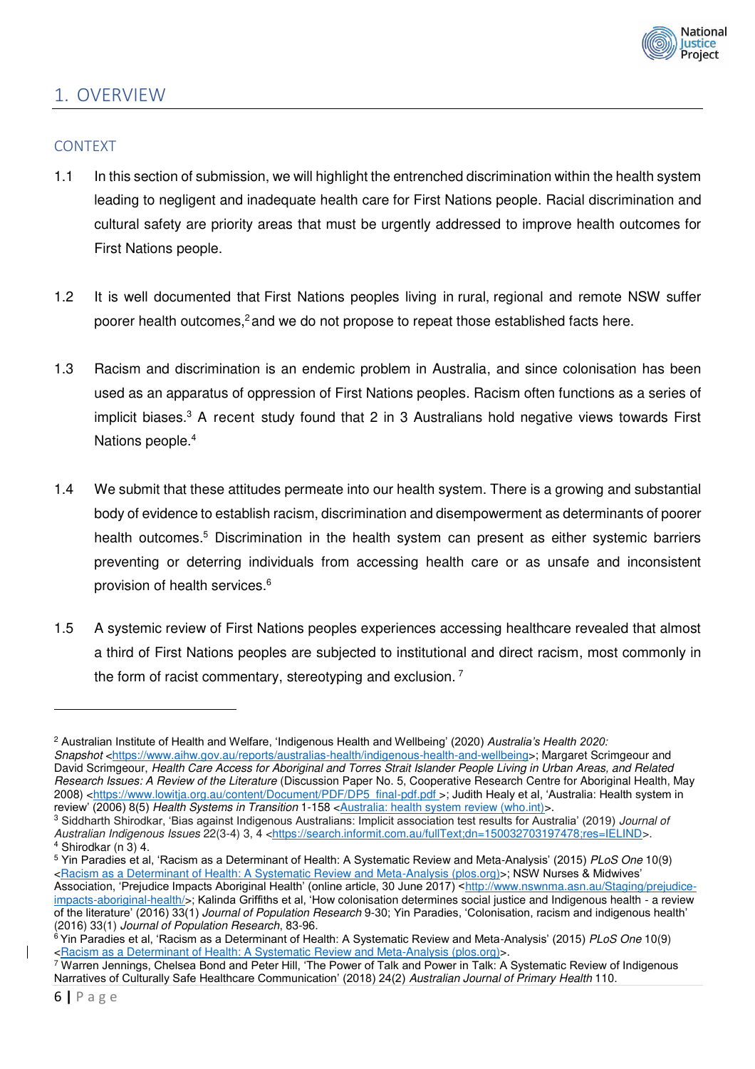# 1. OVERVIEW

## CONTEXT

1.1 In this section of submission, we will highlight the entrenched discrimination within the health system leading to negligent and inadequate health care for First Nations people. Racial discrimination and cultural safety are priority areas that must be urgently addressed to improve health outcomes for First Nations people.

1.2 It is well documented that First Nations peoples living in rural, regional and remote NSW suffer poorer health outcomes,[2] and we do not propose to repeat those established facts here.

1.3 Racism and discrimination is an endemic problem in Australia, and since colonisation has been used as an apparatus of oppression of First Nations peoples. Racism often functions as a series of implicit biases.[3] A recent study found that 2 in 3 Australians hold negative views towards First Nations people.[4]

1.4 We submit that these attitudes permeate into our health system. There is a growing and substantial body of evidence to establish racism, discrimination and disempowerment as determinants of poorer health outcomes.[5] Discrimination in the health system can present as either systemic barriers preventing or deterring individuals from accessing health care or as unsafe and inconsistent provision of health services.[6]

1.5 A systemic review of First Nations peoples experiences accessing healthcare revealed that almost a third of First Nations peoples are subjected to institutional and direct racism, most commonly in the form of racist commentary, stereotyping and exclusion.[7]

---

[2] Australian Institute of Health and Welfare, 'Indigenous Health and Wellbeing' (2020) *Australia's Health 2020: Snapshot* <https://www.aihw.gov.au/reports/australias-health/indigenous-health-and-wellbeing>; Margaret Scrimgeour and David Scrimgeour, *Health Care Access for Aboriginal and Torres Strait Islander People Living in Urban Areas, and Related Research Issues: A Review of the Literature* (Discussion Paper No. 5, Cooperative Research Centre for Aboriginal Health, May 2008) <https://www.lowitja.org.au/content/Document/PDF/DP5_final-pdf.pdf >; Judith Healy et al, 'Australia: Health system in review' (2006) 8(5) *Health Systems in Transition* 1-158 <Australia: health system review (who.int)>.

[3] Siddharth Shirodkar, 'Bias against Indigenous Australians: Implicit association test results for Australia' (2019) *Journal of Australian Indigenous Issues* 22(3-4) 3, 4 <https://search.informit.com.au/fullText;dn=150032703197478;res=IELIND>.

[4] Shirodkar (n 3) 4.

[5] Yin Paradies et al, 'Racism as a Determinant of Health: A Systematic Review and Meta-Analysis' (2015) *PLoS One* 10(9) <Racism as a Determinant of Health: A Systematic Review and Meta-Analysis (plos.org)>; NSW Nurses & Midwives' Association, 'Prejudice Impacts Aboriginal Health' (online article, 30 June 2017) <http://www.nswnma.asn.au/Staging/prejudice-impacts-aboriginal-health/>; Kalinda Griffiths et al, 'How colonisation determines social justice and Indigenous health - a review of the literature' (2016) 33(1) *Journal of Population Research* 9-30; Yin Paradies, 'Colonisation, racism and indigenous health' (2016) 33(1) *Journal of Population Research*, 83-96.

[6] Yin Paradies et al, 'Racism as a Determinant of Health: A Systematic Review and Meta-Analysis' (2015) *PLoS One* 10(9) <Racism as a Determinant of Health: A Systematic Review and Meta-Analysis (plos.org)>.

[7] Warren Jennings, Chelsea Bond and Peter Hill, 'The Power of Talk and Power in Talk: A Systematic Review of Indigenous Narratives of Culturally Safe Healthcare Communication' (2018) 24(2) *Australian Journal of Primary Health* 110.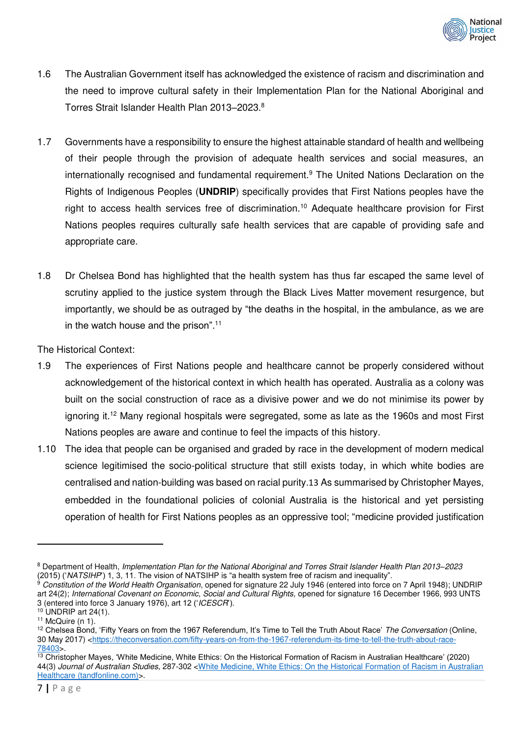1.6 The Australian Government itself has acknowledged the existence of racism and discrimination and the need to improve cultural safety in their Implementation Plan for the National Aboriginal and Torres Strait Islander Health Plan 2013–2023.[8]

1.7 Governments have a responsibility to ensure the highest attainable standard of health and wellbeing of their people through the provision of adequate health services and social measures, an internationally recognised and fundamental requirement.[9] The United Nations Declaration on the Rights of Indigenous Peoples (**UNDRIP**) specifically provides that First Nations peoples have the right to access health services free of discrimination.[10] Adequate healthcare provision for First Nations peoples requires culturally safe health services that are capable of providing safe and appropriate care.

1.8 Dr Chelsea Bond has highlighted that the health system has thus far escaped the same level of scrutiny applied to the justice system through the Black Lives Matter movement resurgence, but importantly, we should be as outraged by "the deaths in the hospital, in the ambulance, as we are in the watch house and the prison".[11]

The Historical Context:

1.9 The experiences of First Nations people and healthcare cannot be properly considered without acknowledgement of the historical context in which health has operated. Australia as a colony was built on the social construction of race as a divisive power and we do not minimise its power by ignoring it.[12] Many regional hospitals were segregated, some as late as the 1960s and most First Nations peoples are aware and continue to feel the impacts of this history.

1.10 The idea that people can be organised and graded by race in the development of modern medical science legitimised the socio-political structure that still exists today, in which white bodies are centralised and nation-building was based on racial purity.13 As summarised by Christopher Mayes, embedded in the foundational policies of colonial Australia is the historical and yet persisting operation of health for First Nations peoples as an oppressive tool; "medicine provided justification

---

[8] Department of Health, *Implementation Plan for the National Aboriginal and Torres Strait Islander Health Plan 2013–2023* (2015) ('*NATSIHP*') 1, 3, 11. The vision of NATSIHP is "a health system free of racism and inequality".

[9] *Constitution of the World Health Organisation*, opened for signature 22 July 1946 (entered into force on 7 April 1948); UNDRIP art 24(2); *International Covenant on Economic, Social and Cultural Rights,* opened for signature 16 December 1966, 993 UNTS 3 (entered into force 3 January 1976), art 12 ('*ICESCR*').

[10] UNDRIP art 24(1).

[11] McQuire (n 1).

[12] Chelsea Bond, 'Fifty Years on from the 1967 Referendum, It's Time to Tell the Truth About Race' *The Conversation* (Online, 30 May 2017) <https://theconversation.com/fifty-years-on-from-the-1967-referendum-its-time-to-tell-the-truth-about-race-78403>.

[13] Christopher Mayes, 'White Medicine, White Ethics: On the Historical Formation of Racism in Australian Healthcare' (2020) 44(3) *Journal of Australian Studies*, 287-302 <White Medicine, White Ethics: On the Historical Formation of Racism in Australian Healthcare (tandfonline.com)>.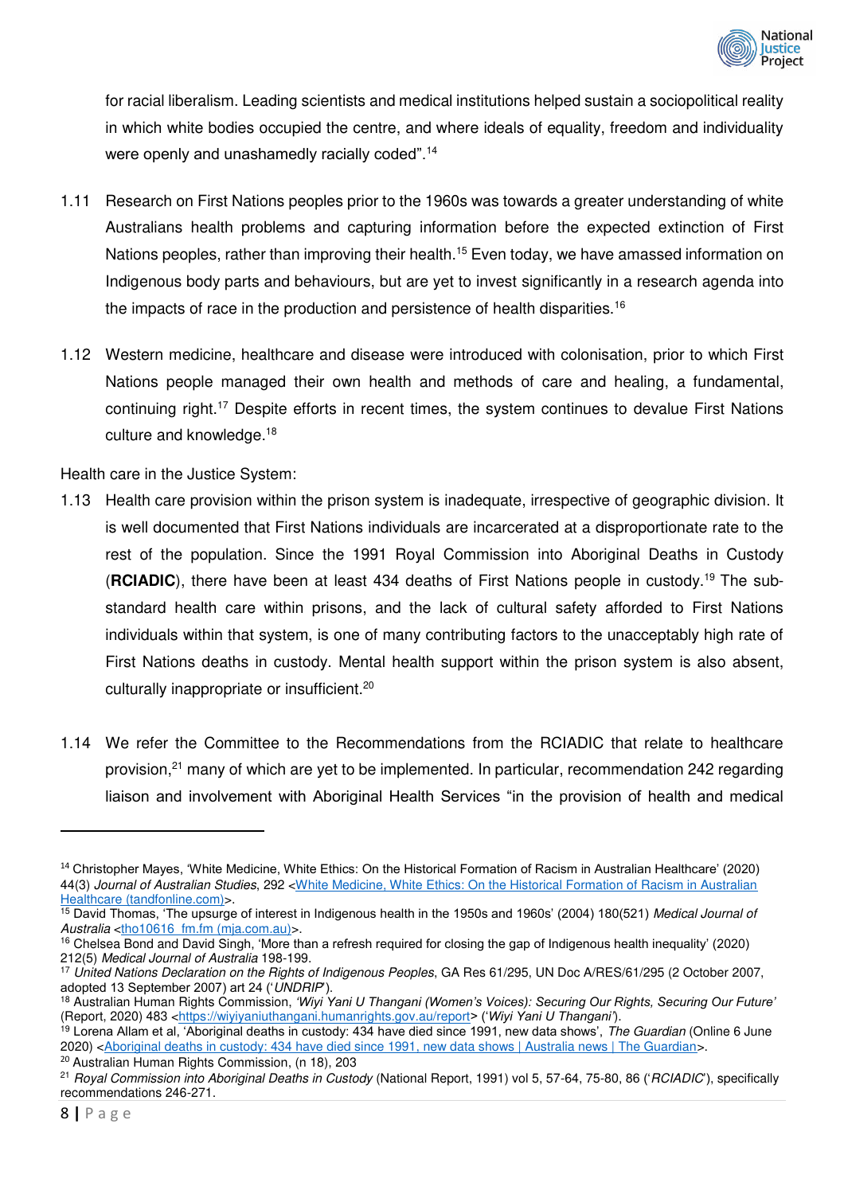for racial liberalism. Leading scientists and medical institutions helped sustain a sociopolitical reality in which white bodies occupied the centre, and where ideals of equality, freedom and individuality were openly and unashamedly racially coded".[14]

1.11 Research on First Nations peoples prior to the 1960s was towards a greater understanding of white Australians health problems and capturing information before the expected extinction of First Nations peoples, rather than improving their health.[15] Even today, we have amassed information on Indigenous body parts and behaviours, but are yet to invest significantly in a research agenda into the impacts of race in the production and persistence of health disparities.[16]

1.12 Western medicine, healthcare and disease were introduced with colonisation, prior to which First Nations people managed their own health and methods of care and healing, a fundamental, continuing right.[17] Despite efforts in recent times, the system continues to devalue First Nations culture and knowledge.[18]

Health care in the Justice System:

1.13 Health care provision within the prison system is inadequate, irrespective of geographic division. It is well documented that First Nations individuals are incarcerated at a disproportionate rate to the rest of the population. Since the 1991 Royal Commission into Aboriginal Deaths in Custody (**RCIADIC**), there have been at least 434 deaths of First Nations people in custody.[19] The sub-standard health care within prisons, and the lack of cultural safety afforded to First Nations individuals within that system, is one of many contributing factors to the unacceptably high rate of First Nations deaths in custody. Mental health support within the prison system is also absent, culturally inappropriate or insufficient.[20]

1.14 We refer the Committee to the Recommendations from the RCIADIC that relate to healthcare provision,[21] many of which are yet to be implemented. In particular, recommendation 242 regarding liaison and involvement with Aboriginal Health Services "in the provision of health and medical

---

[14] Christopher Mayes, 'White Medicine, White Ethics: On the Historical Formation of Racism in Australian Healthcare' (2020) 44(3) *Journal of Australian Studies*, 292 <White Medicine, White Ethics: On the Historical Formation of Racism in Australian Healthcare (tandfonline.com)>.

[15] David Thomas, 'The upsurge of interest in Indigenous health in the 1950s and 1960s' (2004) 180(521) *Medical Journal of Australia* <tho10616_fm.fm (mja.com.au)>.

[16] Chelsea Bond and David Singh, 'More than a refresh required for closing the gap of Indigenous health inequality' (2020) 212(5) *Medical Journal of Australia* 198-199.

[17] *United Nations Declaration on the Rights of Indigenous Peoples*, GA Res 61/295, UN Doc A/RES/61/295 (2 October 2007, adopted 13 September 2007) art 24 ('*UNDRIP*').

[18] Australian Human Rights Commission, *'Wiyi Yani U Thangani (Women's Voices): Securing Our Rights, Securing Our Future'* (Report, 2020) 483 <https://wiyiyaniuthangani.humanrights.gov.au/report> ('*Wiyi Yani U Thangani'*).

[19] Lorena Allam et al, 'Aboriginal deaths in custody: 434 have died since 1991, new data shows', *The Guardian* (Online 6 June 2020) <Aboriginal deaths in custody: 434 have died since 1991, new data shows | Australia news | The Guardian>.

[20] Australian Human Rights Commission, (n 18), 203

[21] *Royal Commission into Aboriginal Deaths in Custody* (National Report, 1991) vol 5, 57-64, 75-80, 86 ('*RCIADIC*'), specifically recommendations 246-271.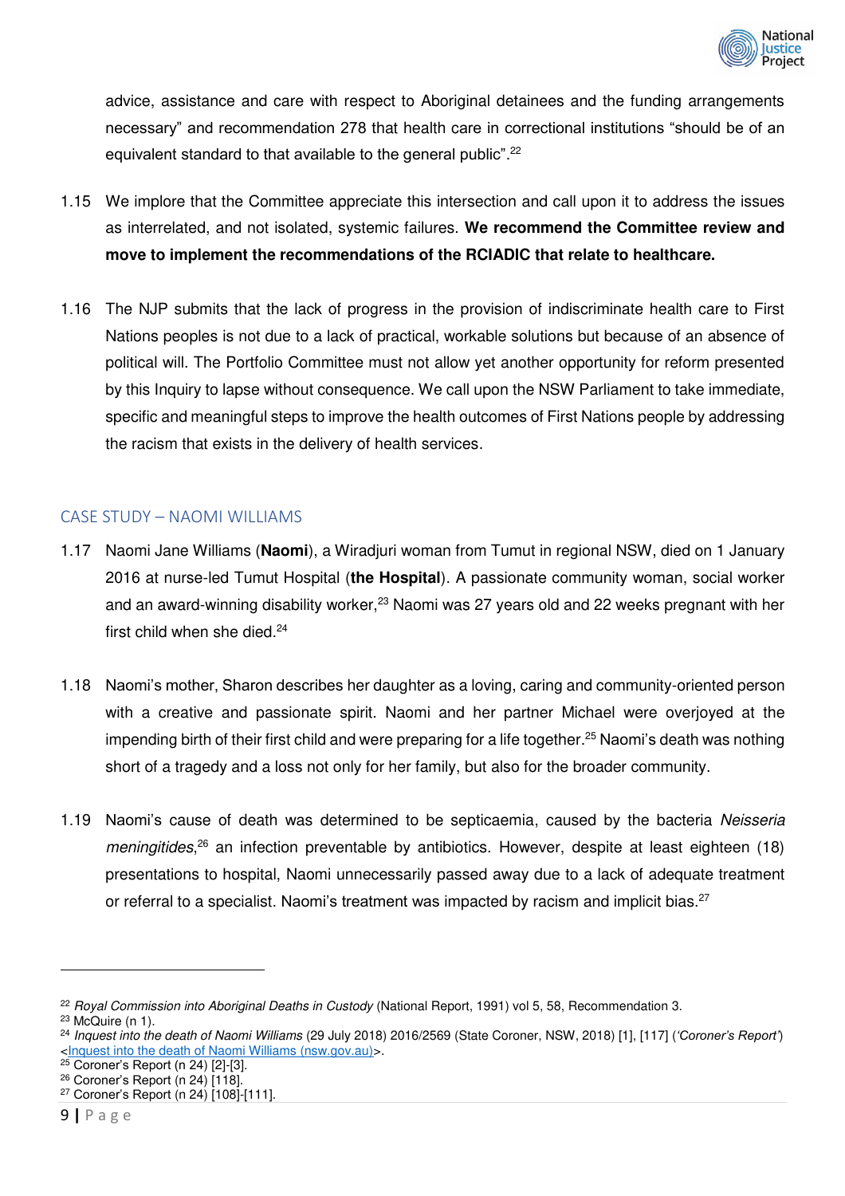advice, assistance and care with respect to Aboriginal detainees and the funding arrangements necessary" and recommendation 278 that health care in correctional institutions "should be of an equivalent standard to that available to the general public".[22]

1.15 We implore that the Committee appreciate this intersection and call upon it to address the issues as interrelated, and not isolated, systemic failures. **We recommend the Committee review and move to implement the recommendations of the RCIADIC that relate to healthcare.**

1.16 The NJP submits that the lack of progress in the provision of indiscriminate health care to First Nations peoples is not due to a lack of practical, workable solutions but because of an absence of political will. The Portfolio Committee must not allow yet another opportunity for reform presented by this Inquiry to lapse without consequence. We call upon the NSW Parliament to take immediate, specific and meaningful steps to improve the health outcomes of First Nations people by addressing the racism that exists in the delivery of health services.

## CASE STUDY – NAOMI WILLIAMS

1.17 Naomi Jane Williams (**Naomi**), a Wiradjuri woman from Tumut in regional NSW, died on 1 January 2016 at nurse-led Tumut Hospital (**the Hospital**). A passionate community woman, social worker and an award-winning disability worker,[23] Naomi was 27 years old and 22 weeks pregnant with her first child when she died.[24]

1.18 Naomi's mother, Sharon describes her daughter as a loving, caring and community-oriented person with a creative and passionate spirit. Naomi and her partner Michael were overjoyed at the impending birth of their first child and were preparing for a life together.[25] Naomi's death was nothing short of a tragedy and a loss not only for her family, but also for the broader community.

1.19 Naomi's cause of death was determined to be septicaemia, caused by the bacteria *Neisseria meningitides*,[26] an infection preventable by antibiotics. However, despite at least eighteen (18) presentations to hospital, Naomi unnecessarily passed away due to a lack of adequate treatment or referral to a specialist. Naomi's treatment was impacted by racism and implicit bias.[27]

---

[22] *Royal Commission into Aboriginal Deaths in Custody* (National Report, 1991) vol 5, 58, Recommendation 3.
[23] McQuire (n 1).
[24] *Inquest into the death of Naomi Williams* (29 July 2018) 2016/2569 (State Coroner, NSW, 2018) [1], [117] (*'Coroner's Report'*) <Inquest into the death of Naomi Williams (nsw.gov.au)>.
[25] Coroner's Report (n 24) [2]-[3].
[26] Coroner's Report (n 24) [118].
[27] Coroner's Report (n 24) [108]-[111].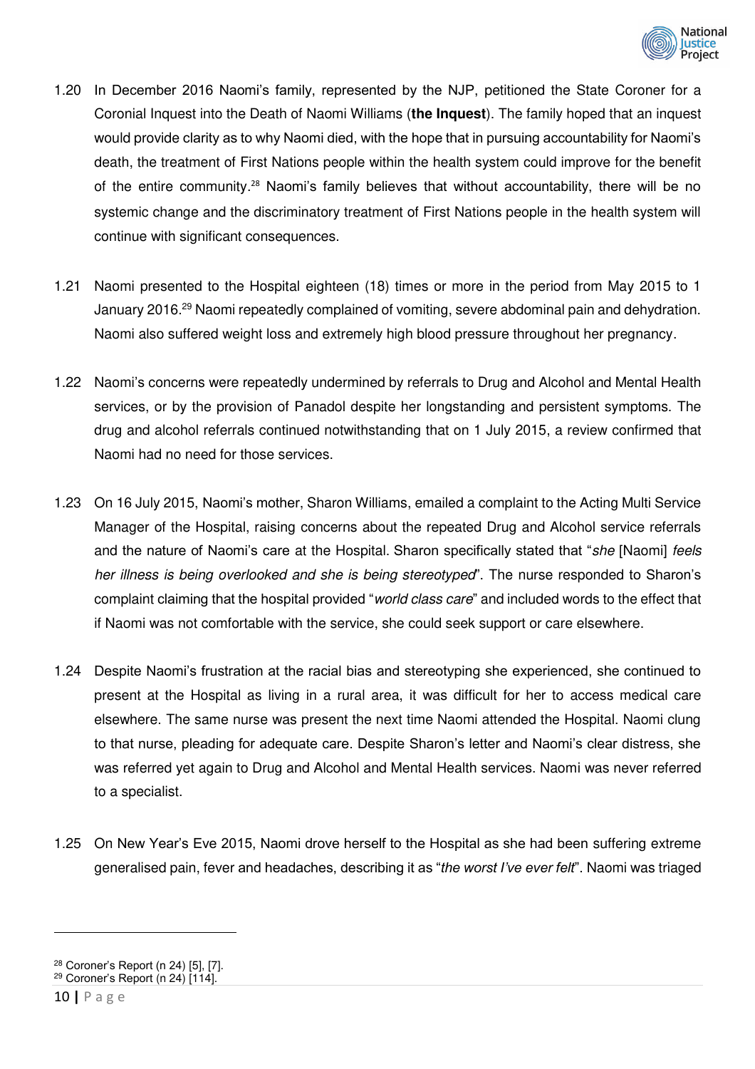1.20 In December 2016 Naomi's family, represented by the NJP, petitioned the State Coroner for a Coronial Inquest into the Death of Naomi Williams (**the Inquest**). The family hoped that an inquest would provide clarity as to why Naomi died, with the hope that in pursuing accountability for Naomi's death, the treatment of First Nations people within the health system could improve for the benefit of the entire community.[28] Naomi's family believes that without accountability, there will be no systemic change and the discriminatory treatment of First Nations people in the health system will continue with significant consequences.

1.21 Naomi presented to the Hospital eighteen (18) times or more in the period from May 2015 to 1 January 2016.[29] Naomi repeatedly complained of vomiting, severe abdominal pain and dehydration. Naomi also suffered weight loss and extremely high blood pressure throughout her pregnancy.

1.22 Naomi's concerns were repeatedly undermined by referrals to Drug and Alcohol and Mental Health services, or by the provision of Panadol despite her longstanding and persistent symptoms. The drug and alcohol referrals continued notwithstanding that on 1 July 2015, a review confirmed that Naomi had no need for those services.

1.23 On 16 July 2015, Naomi's mother, Sharon Williams, emailed a complaint to the Acting Multi Service Manager of the Hospital, raising concerns about the repeated Drug and Alcohol service referrals and the nature of Naomi's care at the Hospital. Sharon specifically stated that "*she* [Naomi] *feels her illness is being overlooked and she is being stereotyped*". The nurse responded to Sharon's complaint claiming that the hospital provided "*world class care*" and included words to the effect that if Naomi was not comfortable with the service, she could seek support or care elsewhere.

1.24 Despite Naomi's frustration at the racial bias and stereotyping she experienced, she continued to present at the Hospital as living in a rural area, it was difficult for her to access medical care elsewhere. The same nurse was present the next time Naomi attended the Hospital. Naomi clung to that nurse, pleading for adequate care. Despite Sharon's letter and Naomi's clear distress, she was referred yet again to Drug and Alcohol and Mental Health services. Naomi was never referred to a specialist.

1.25 On New Year's Eve 2015, Naomi drove herself to the Hospital as she had been suffering extreme generalised pain, fever and headaches, describing it as "*the worst I've ever felt*". Naomi was triaged

---

[28] Coroner's Report (n 24) [5], [7].

[29] Coroner's Report (n 24) [114].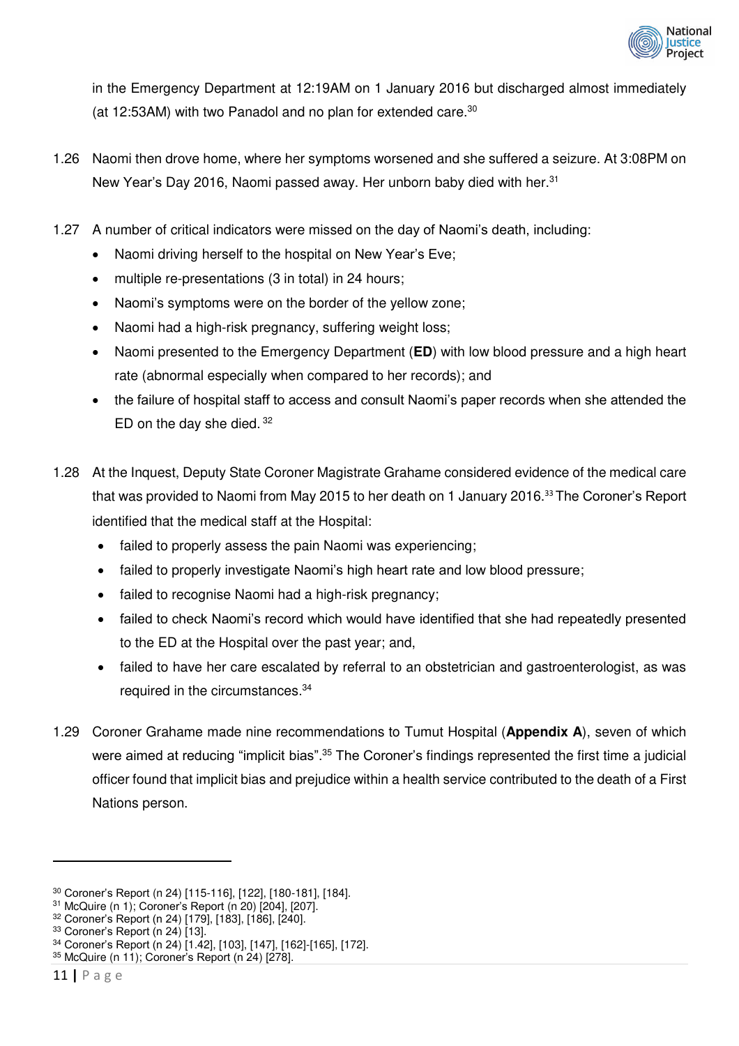in the Emergency Department at 12:19AM on 1 January 2016 but discharged almost immediately (at 12:53AM) with two Panadol and no plan for extended care.[30]

1.26 Naomi then drove home, where her symptoms worsened and she suffered a seizure. At 3:08PM on New Year's Day 2016, Naomi passed away. Her unborn baby died with her.[31]

1.27 A number of critical indicators were missed on the day of Naomi's death, including:

- Naomi driving herself to the hospital on New Year's Eve;
- multiple re-presentations (3 in total) in 24 hours;
- Naomi's symptoms were on the border of the yellow zone;
- Naomi had a high-risk pregnancy, suffering weight loss;
- Naomi presented to the Emergency Department (**ED**) with low blood pressure and a high heart rate (abnormal especially when compared to her records); and
- the failure of hospital staff to access and consult Naomi's paper records when she attended the ED on the day she died.[32]

1.28 At the Inquest, Deputy State Coroner Magistrate Grahame considered evidence of the medical care that was provided to Naomi from May 2015 to her death on 1 January 2016.[33] The Coroner's Report identified that the medical staff at the Hospital:

- failed to properly assess the pain Naomi was experiencing;
- failed to properly investigate Naomi's high heart rate and low blood pressure;
- failed to recognise Naomi had a high-risk pregnancy;
- failed to check Naomi's record which would have identified that she had repeatedly presented to the ED at the Hospital over the past year; and,
- failed to have her care escalated by referral to an obstetrician and gastroenterologist, as was required in the circumstances.[34]

1.29 Coroner Grahame made nine recommendations to Tumut Hospital (**Appendix A**), seven of which were aimed at reducing "implicit bias".[35] The Coroner's findings represented the first time a judicial officer found that implicit bias and prejudice within a health service contributed to the death of a First Nations person.

---

[30] Coroner's Report (n 24) [115-116], [122], [180-181], [184].
[31] McQuire (n 1); Coroner's Report (n 20) [204], [207].
[32] Coroner's Report (n 24) [179], [183], [186], [240].
[33] Coroner's Report (n 24) [13].
[34] Coroner's Report (n 24) [1.42], [103], [147], [162]-[165], [172].
[35] McQuire (n 11); Coroner's Report (n 24) [278].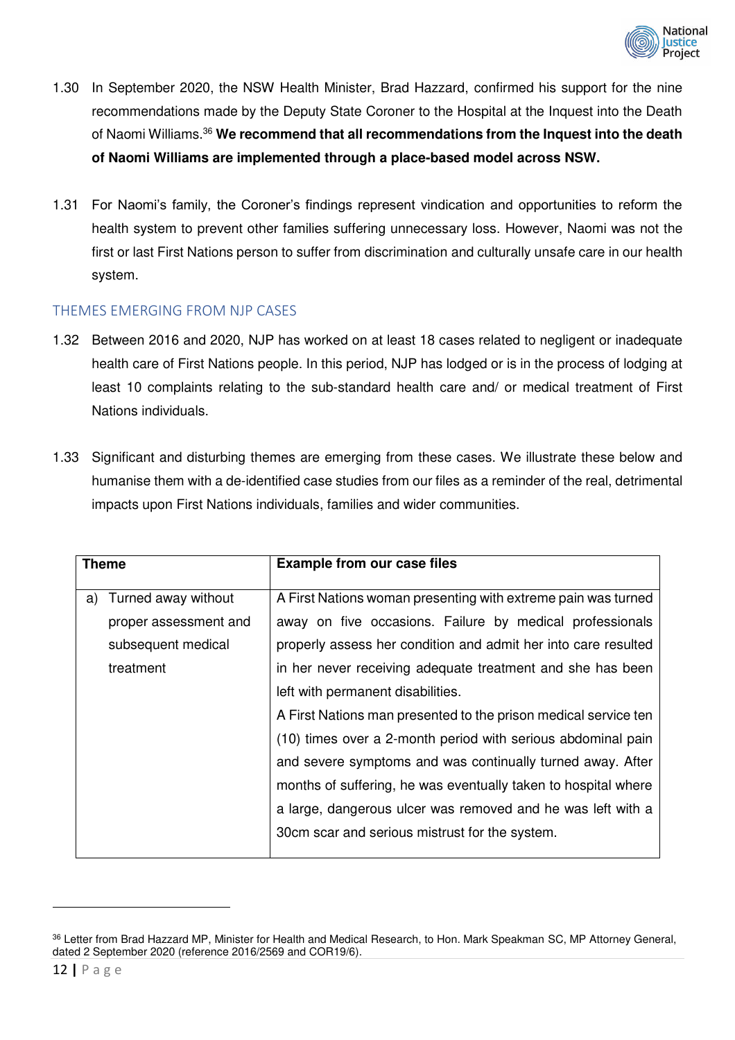1.30 In September 2020, the NSW Health Minister, Brad Hazzard, confirmed his support for the nine recommendations made by the Deputy State Coroner to the Hospital at the Inquest into the Death of Naomi Williams.[36] **We recommend that all recommendations from the Inquest into the death of Naomi Williams are implemented through a place-based model across NSW.**

1.31 For Naomi's family, the Coroner's findings represent vindication and opportunities to reform the health system to prevent other families suffering unnecessary loss. However, Naomi was not the first or last First Nations person to suffer from discrimination and culturally unsafe care in our health system.

## THEMES EMERGING FROM NJP CASES

1.32 Between 2016 and 2020, NJP has worked on at least 18 cases related to negligent or inadequate health care of First Nations people. In this period, NJP has lodged or is in the process of lodging at least 10 complaints relating to the sub-standard health care and/ or medical treatment of First Nations individuals.

1.33 Significant and disturbing themes are emerging from these cases. We illustrate these below and humanise them with a de-identified case studies from our files as a reminder of the real, detrimental impacts upon First Nations individuals, families and wider communities.

| Theme | Example from our case files |
|---|---|
| a) Turned away without proper assessment and subsequent medical treatment | A First Nations woman presenting with extreme pain was turned away on five occasions. Failure by medical professionals properly assess her condition and admit her into care resulted in her never receiving adequate treatment and she has been left with permanent disabilities.<br>A First Nations man presented to the prison medical service ten (10) times over a 2-month period with serious abdominal pain and severe symptoms and was continually turned away. After months of suffering, he was eventually taken to hospital where a large, dangerous ulcer was removed and he was left with a 30cm scar and serious mistrust for the system. |

[36] Letter from Brad Hazzard MP, Minister for Health and Medical Research, to Hon. Mark Speakman SC, MP Attorney General, dated 2 September 2020 (reference 2016/2569 and COR19/6).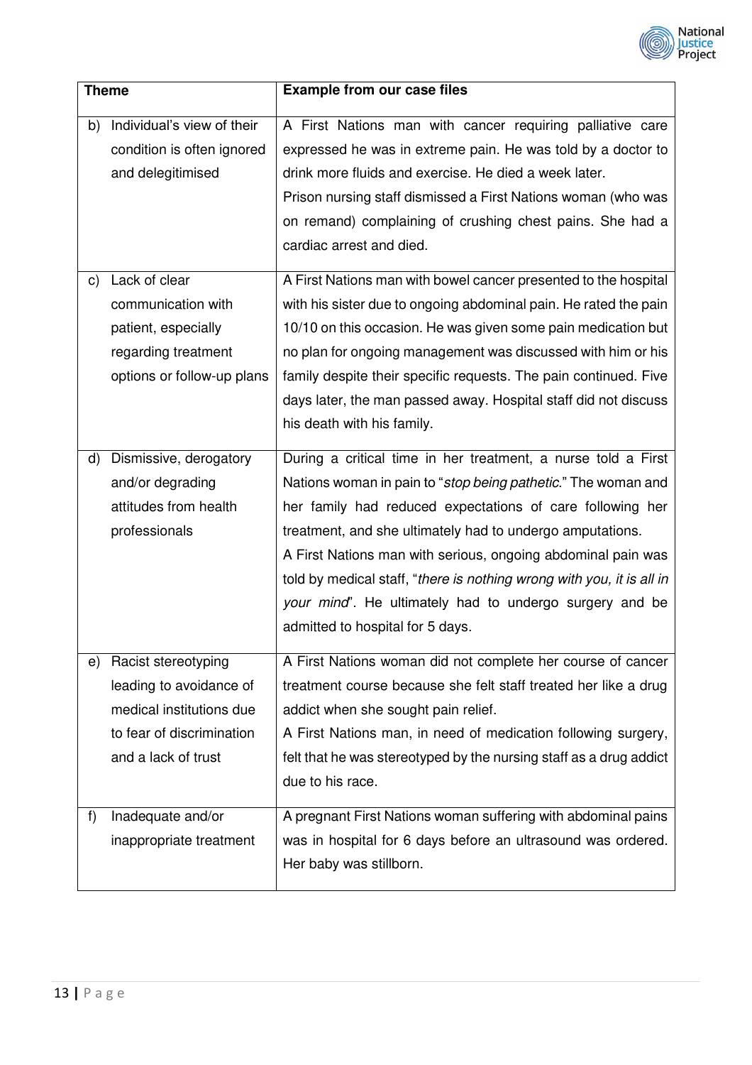| Theme | Example from our case files |
|---|---|
| b) Individual's view of their condition is often ignored and delegitimised | A First Nations man with cancer requiring palliative care expressed he was in extreme pain. He was told by a doctor to drink more fluids and exercise. He died a week later.<br>Prison nursing staff dismissed a First Nations woman (who was on remand) complaining of crushing chest pains. She had a cardiac arrest and died. |
| c) Lack of clear communication with patient, especially regarding treatment options or follow-up plans | A First Nations man with bowel cancer presented to the hospital with his sister due to ongoing abdominal pain. He rated the pain 10/10 on this occasion. He was given some pain medication but no plan for ongoing management was discussed with him or his family despite their specific requests. The pain continued. Five days later, the man passed away. Hospital staff did not discuss his death with his family. |
| d) Dismissive, derogatory and/or degrading attitudes from health professionals | During a critical time in her treatment, a nurse told a First Nations woman in pain to "*stop being pathetic*." The woman and her family had reduced expectations of care following her treatment, and she ultimately had to undergo amputations.<br>A First Nations man with serious, ongoing abdominal pain was told by medical staff, "*there is nothing wrong with you, it is all in your mind*". He ultimately had to undergo surgery and be admitted to hospital for 5 days. |
| e) Racist stereotyping leading to avoidance of medical institutions due to fear of discrimination and a lack of trust | A First Nations woman did not complete her course of cancer treatment course because she felt staff treated her like a drug addict when she sought pain relief.<br>A First Nations man, in need of medication following surgery, felt that he was stereotyped by the nursing staff as a drug addict due to his race. |
| f) Inadequate and/or inappropriate treatment | A pregnant First Nations woman suffering with abdominal pains was in hospital for 6 days before an ultrasound was ordered. Her baby was stillborn. |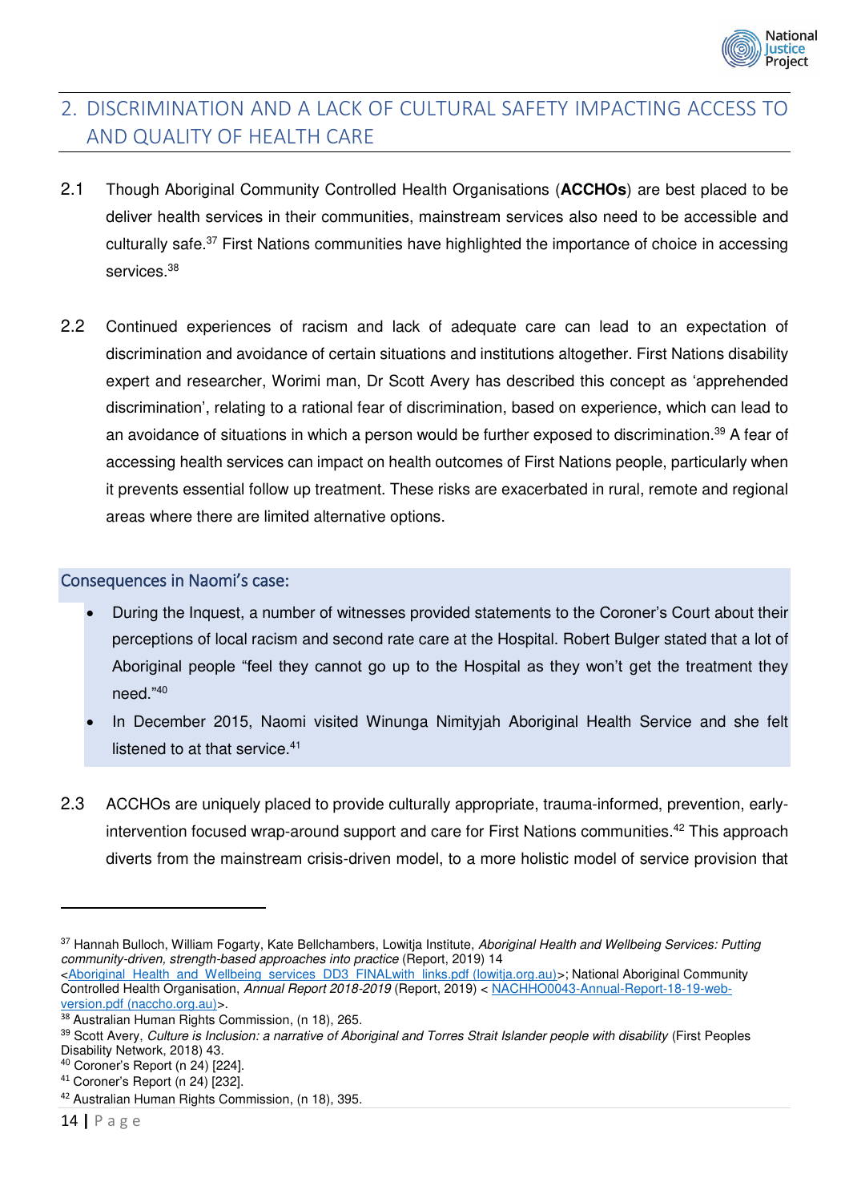## 2. DISCRIMINATION AND A LACK OF CULTURAL SAFETY IMPACTING ACCESS TO AND QUALITY OF HEALTH CARE

2.1 Though Aboriginal Community Controlled Health Organisations (**ACCHOs**) are best placed to be deliver health services in their communities, mainstream services also need to be accessible and culturally safe.[37] First Nations communities have highlighted the importance of choice in accessing services.[38]

2.2 Continued experiences of racism and lack of adequate care can lead to an expectation of discrimination and avoidance of certain situations and institutions altogether. First Nations disability expert and researcher, Worimi man, Dr Scott Avery has described this concept as 'apprehended discrimination', relating to a rational fear of discrimination, based on experience, which can lead to an avoidance of situations in which a person would be further exposed to discrimination.[39] A fear of accessing health services can impact on health outcomes of First Nations people, particularly when it prevents essential follow up treatment. These risks are exacerbated in rural, remote and regional areas where there are limited alternative options.

### Consequences in Naomi's case:

- During the Inquest, a number of witnesses provided statements to the Coroner's Court about their perceptions of local racism and second rate care at the Hospital. Robert Bulger stated that a lot of Aboriginal people "feel they cannot go up to the Hospital as they won't get the treatment they need."[40]
- In December 2015, Naomi visited Winunga Nimityjah Aboriginal Health Service and she felt listened to at that service.[41]

2.3 ACCHOs are uniquely placed to provide culturally appropriate, trauma-informed, prevention, early-intervention focused wrap-around support and care for First Nations communities.[42] This approach diverts from the mainstream crisis-driven model, to a more holistic model of service provision that

---

[37] Hannah Bulloch, William Fogarty, Kate Bellchambers, Lowitja Institute, *Aboriginal Health and Wellbeing Services: Putting community-driven, strength-based approaches into practice* (Report, 2019) 14 <Aboriginal_Health_and_Wellbeing_services_DD3_FINALwith_links.pdf (lowitja.org.au)>; National Aboriginal Community Controlled Health Organisation, *Annual Report 2018-2019* (Report, 2019) < NACHHO0043-Annual-Report-18-19-web-version.pdf (naccho.org.au)>.

[38] Australian Human Rights Commission, (n 18), 265.

[39] Scott Avery, *Culture is Inclusion: a narrative of Aboriginal and Torres Strait Islander people with disability* (First Peoples Disability Network, 2018) 43.

[40] Coroner's Report (n 24) [224].

[41] Coroner's Report (n 24) [232].

[42] Australian Human Rights Commission, (n 18), 395.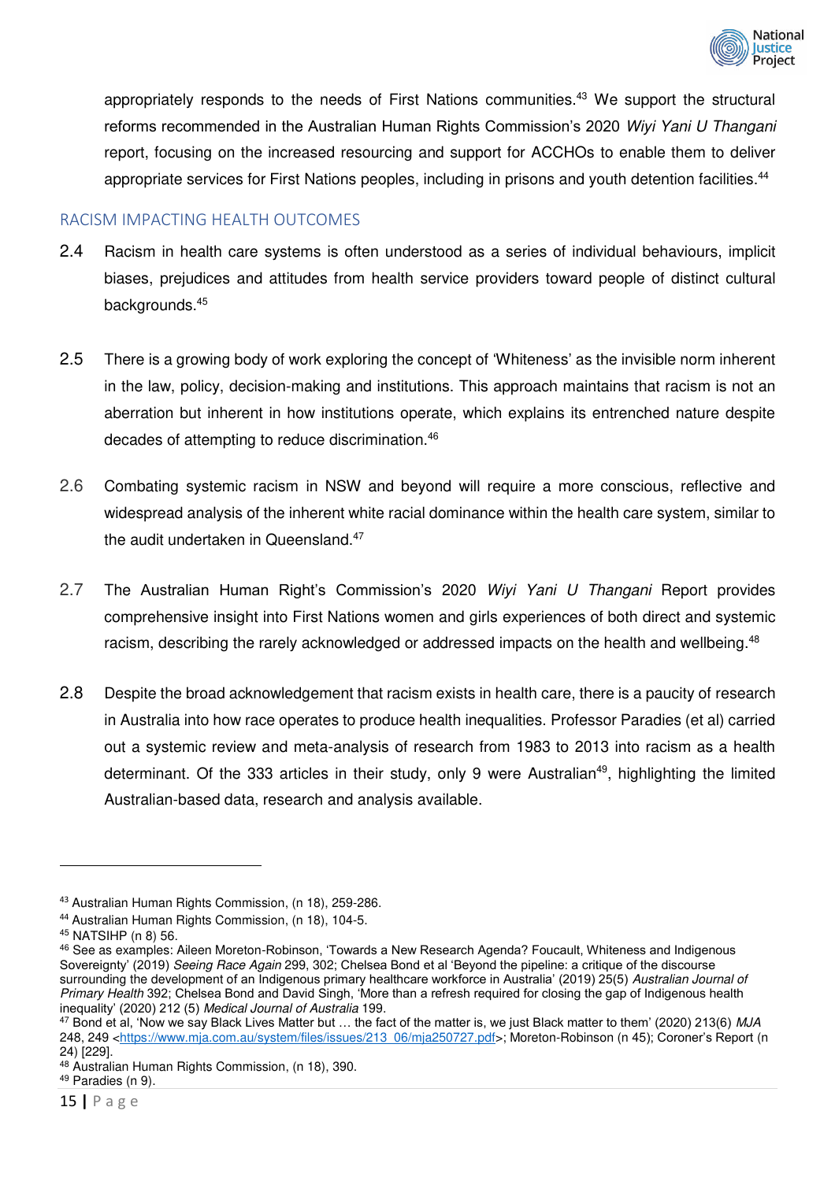appropriately responds to the needs of First Nations communities.[43] We support the structural reforms recommended in the Australian Human Rights Commission's 2020 *Wiyi Yani U Thangani* report, focusing on the increased resourcing and support for ACCHOs to enable them to deliver appropriate services for First Nations peoples, including in prisons and youth detention facilities.[44]

## RACISM IMPACTING HEALTH OUTCOMES

2.4 Racism in health care systems is often understood as a series of individual behaviours, implicit biases, prejudices and attitudes from health service providers toward people of distinct cultural backgrounds.[45]

2.5 There is a growing body of work exploring the concept of 'Whiteness' as the invisible norm inherent in the law, policy, decision-making and institutions. This approach maintains that racism is not an aberration but inherent in how institutions operate, which explains its entrenched nature despite decades of attempting to reduce discrimination.[46]

2.6 Combating systemic racism in NSW and beyond will require a more conscious, reflective and widespread analysis of the inherent white racial dominance within the health care system, similar to the audit undertaken in Queensland.[47]

2.7 The Australian Human Right's Commission's 2020 *Wiyi Yani U Thangani* Report provides comprehensive insight into First Nations women and girls experiences of both direct and systemic racism, describing the rarely acknowledged or addressed impacts on the health and wellbeing.[48]

2.8 Despite the broad acknowledgement that racism exists in health care, there is a paucity of research in Australia into how race operates to produce health inequalities. Professor Paradies (et al) carried out a systemic review and meta-analysis of research from 1983 to 2013 into racism as a health determinant. Of the 333 articles in their study, only 9 were Australian[49], highlighting the limited Australian-based data, research and analysis available.

---

[43] Australian Human Rights Commission, (n 18), 259-286.

[44] Australian Human Rights Commission, (n 18), 104-5.

[45] NATSIHP (n 8) 56.

[46] See as examples: Aileen Moreton-Robinson, 'Towards a New Research Agenda? Foucault, Whiteness and Indigenous Sovereignty' (2019) *Seeing Race Again* 299, 302; Chelsea Bond et al 'Beyond the pipeline: a critique of the discourse surrounding the development of an Indigenous primary healthcare workforce in Australia' (2019) 25(5) *Australian Journal of Primary Health* 392; Chelsea Bond and David Singh, 'More than a refresh required for closing the gap of Indigenous health inequality' (2020) 212 (5) *Medical Journal of Australia* 199.

[47] Bond et al, 'Now we say Black Lives Matter but … the fact of the matter is, we just Black matter to them' (2020) 213(6) *MJA* 248, 249 <https://www.mja.com.au/system/files/issues/213_06/mja250727.pdf>; Moreton-Robinson (n 45); Coroner's Report (n 24) [229].

[48] Australian Human Rights Commission, (n 18), 390.

[49] Paradies (n 9).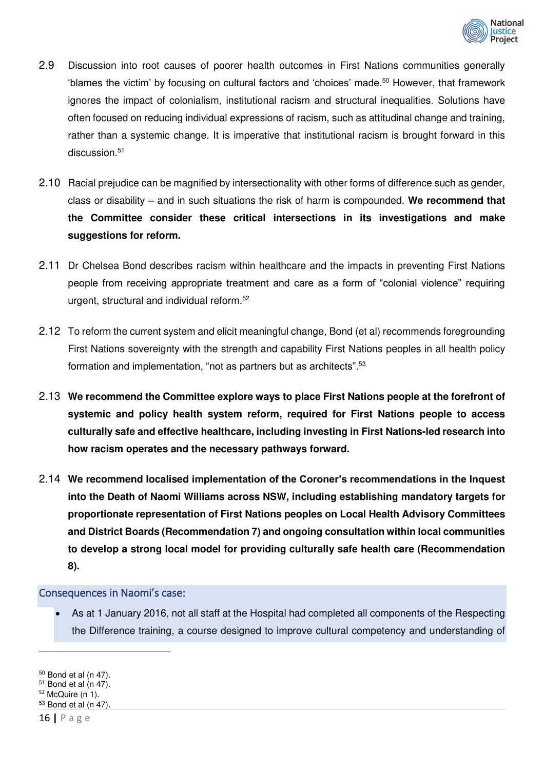2.9 Discussion into root causes of poorer health outcomes in First Nations communities generally 'blames the victim' by focusing on cultural factors and 'choices' made.[50] However, that framework ignores the impact of colonialism, institutional racism and structural inequalities. Solutions have often focused on reducing individual expressions of racism, such as attitudinal change and training, rather than a systemic change. It is imperative that institutional racism is brought forward in this discussion.[51]

2.10 Racial prejudice can be magnified by intersectionality with other forms of difference such as gender, class or disability – and in such situations the risk of harm is compounded. **We recommend that the Committee consider these critical intersections in its investigations and make suggestions for reform.**

2.11 Dr Chelsea Bond describes racism within healthcare and the impacts in preventing First Nations people from receiving appropriate treatment and care as a form of "colonial violence" requiring urgent, structural and individual reform.[52]

2.12 To reform the current system and elicit meaningful change, Bond (et al) recommends foregrounding First Nations sovereignty with the strength and capability First Nations peoples in all health policy formation and implementation, "not as partners but as architects".[53]

2.13 **We recommend the Committee explore ways to place First Nations people at the forefront of systemic and policy health system reform, required for First Nations people to access culturally safe and effective healthcare, including investing in First Nations-led research into how racism operates and the necessary pathways forward.**

2.14 **We recommend localised implementation of the Coroner's recommendations in the Inquest into the Death of Naomi Williams across NSW, including establishing mandatory targets for proportionate representation of First Nations peoples on Local Health Advisory Committees and District Boards (Recommendation 7) and ongoing consultation within local communities to develop a strong local model for providing culturally safe health care (Recommendation 8).**

### Consequences in Naomi's case:

- As at 1 January 2016, not all staff at the Hospital had completed all components of the Respecting the Difference training, a course designed to improve cultural competency and understanding of

---

[50] Bond et al (n 47).
[51] Bond et al (n 47).
[52] McQuire (n 1).
[53] Bond et al (n 47).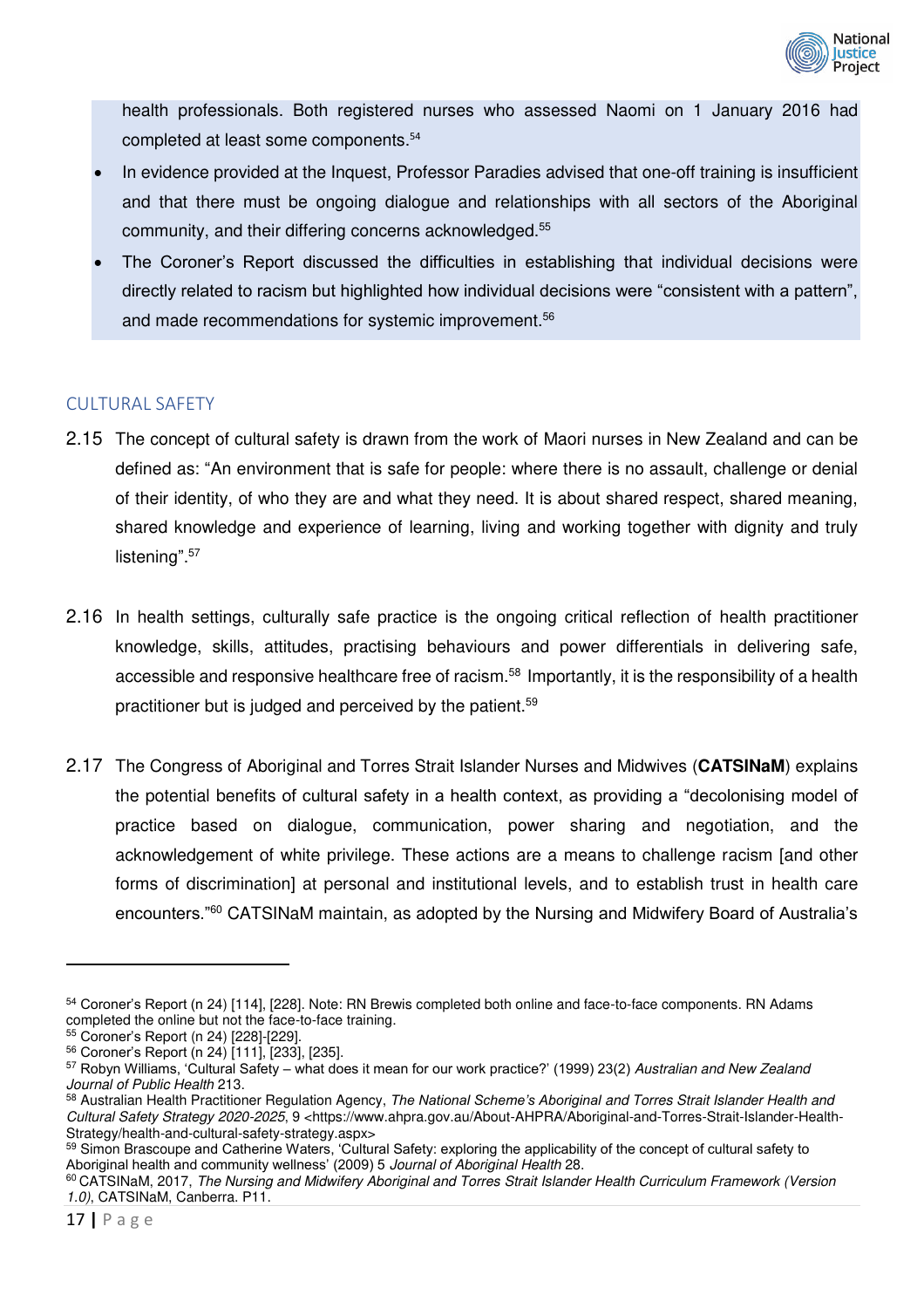health professionals. Both registered nurses who assessed Naomi on 1 January 2016 had completed at least some components.[54]

- In evidence provided at the Inquest, Professor Paradies advised that one-off training is insufficient and that there must be ongoing dialogue and relationships with all sectors of the Aboriginal community, and their differing concerns acknowledged.[55]
- The Coroner's Report discussed the difficulties in establishing that individual decisions were directly related to racism but highlighted how individual decisions were "consistent with a pattern", and made recommendations for systemic improvement.[56]

## CULTURAL SAFETY

2.15 The concept of cultural safety is drawn from the work of Maori nurses in New Zealand and can be defined as: "An environment that is safe for people: where there is no assault, challenge or denial of their identity, of who they are and what they need. It is about shared respect, shared meaning, shared knowledge and experience of learning, living and working together with dignity and truly listening".[57]

2.16 In health settings, culturally safe practice is the ongoing critical reflection of health practitioner knowledge, skills, attitudes, practising behaviours and power differentials in delivering safe, accessible and responsive healthcare free of racism.[58] Importantly, it is the responsibility of a health practitioner but is judged and perceived by the patient.[59]

2.17 The Congress of Aboriginal and Torres Strait Islander Nurses and Midwives (**CATSINaM**) explains the potential benefits of cultural safety in a health context, as providing a "decolonising model of practice based on dialogue, communication, power sharing and negotiation, and the acknowledgement of white privilege. These actions are a means to challenge racism [and other forms of discrimination] at personal and institutional levels, and to establish trust in health care encounters."[60] CATSINaM maintain, as adopted by the Nursing and Midwifery Board of Australia's

---

[54] Coroner's Report (n 24) [114], [228]. Note: RN Brewis completed both online and face-to-face components. RN Adams completed the online but not the face-to-face training.

[55] Coroner's Report (n 24) [228]-[229].

[56] Coroner's Report (n 24) [111], [233], [235].

[57] Robyn Williams, 'Cultural Safety – what does it mean for our work practice?' (1999) 23(2) *Australian and New Zealand Journal of Public Health* 213.

[58] Australian Health Practitioner Regulation Agency, *The National Scheme's Aboriginal and Torres Strait Islander Health and Cultural Safety Strategy 2020-2025*, 9 <https://www.ahpra.gov.au/About-AHPRA/Aboriginal-and-Torres-Strait-Islander-Health-Strategy/health-and-cultural-safety-strategy.aspx>

[59] Simon Brascoupe and Catherine Waters, 'Cultural Safety: exploring the applicability of the concept of cultural safety to Aboriginal health and community wellness' (2009) 5 *Journal of Aboriginal Health* 28.

[60] CATSINaM, 2017, *The Nursing and Midwifery Aboriginal and Torres Strait Islander Health Curriculum Framework (Version 1.0)*, CATSINaM, Canberra. P11.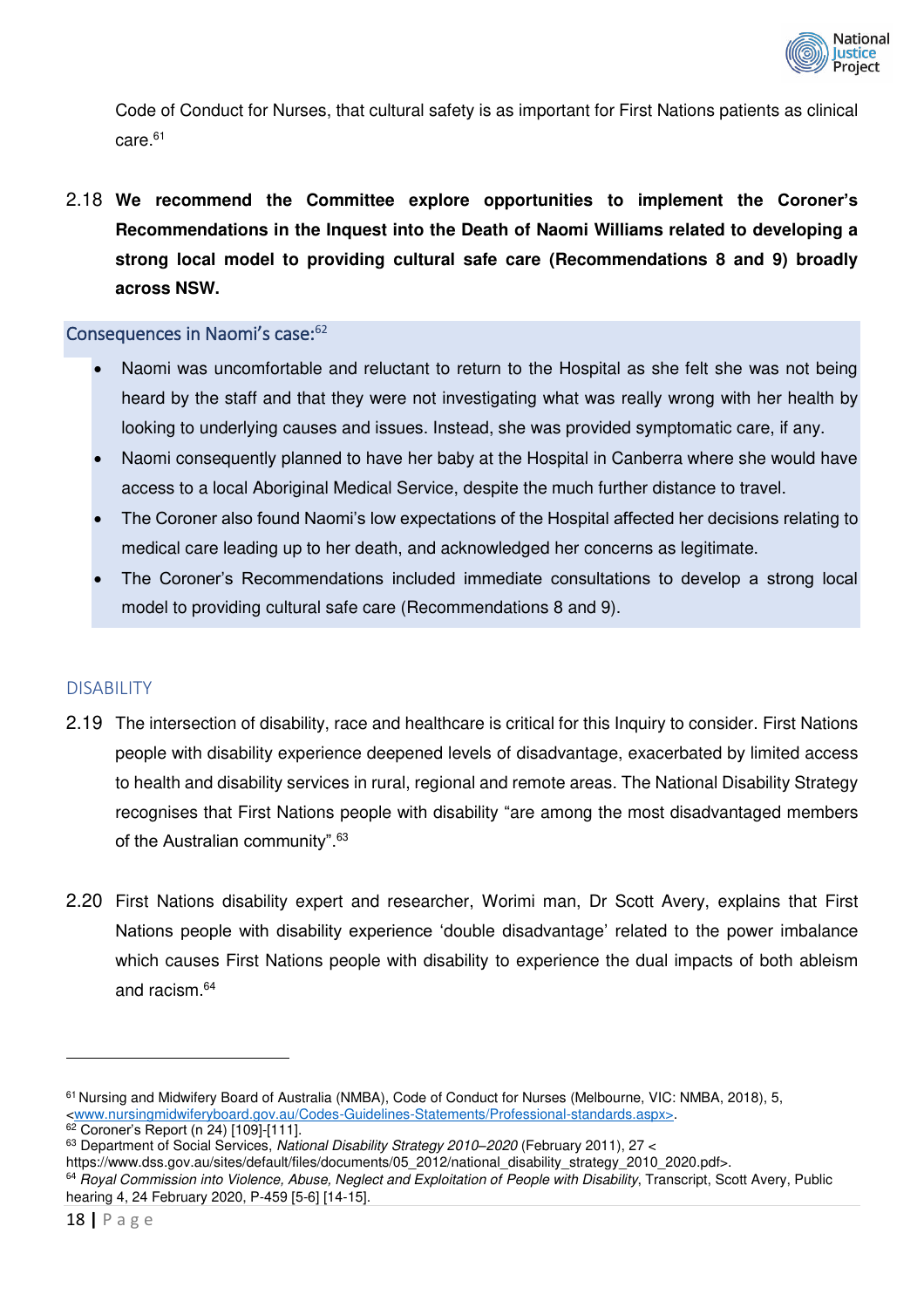Code of Conduct for Nurses, that cultural safety is as important for First Nations patients as clinical care.[61]

2.18 **We recommend the Committee explore opportunities to implement the Coroner's Recommendations in the Inquest into the Death of Naomi Williams related to developing a strong local model to providing cultural safe care (Recommendations 8 and 9) broadly across NSW.**

### Consequences in Naomi's case:[62]

- Naomi was uncomfortable and reluctant to return to the Hospital as she felt she was not being heard by the staff and that they were not investigating what was really wrong with her health by looking to underlying causes and issues. Instead, she was provided symptomatic care, if any.
- Naomi consequently planned to have her baby at the Hospital in Canberra where she would have access to a local Aboriginal Medical Service, despite the much further distance to travel.
- The Coroner also found Naomi's low expectations of the Hospital affected her decisions relating to medical care leading up to her death, and acknowledged her concerns as legitimate.
- The Coroner's Recommendations included immediate consultations to develop a strong local model to providing cultural safe care (Recommendations 8 and 9).

## DISABILITY

2.19 The intersection of disability, race and healthcare is critical for this Inquiry to consider. First Nations people with disability experience deepened levels of disadvantage, exacerbated by limited access to health and disability services in rural, regional and remote areas. The National Disability Strategy recognises that First Nations people with disability "are among the most disadvantaged members of the Australian community".[63]

2.20 First Nations disability expert and researcher, Worimi man, Dr Scott Avery, explains that First Nations people with disability experience 'double disadvantage' related to the power imbalance which causes First Nations people with disability to experience the dual impacts of both ableism and racism.[64]

---

[61] Nursing and Midwifery Board of Australia (NMBA), Code of Conduct for Nurses (Melbourne, VIC: NMBA, 2018), 5, <www.nursingmidwiferyboard.gov.au/Codes-Guidelines-Statements/Professional-standards.aspx>.

[62] Coroner's Report (n 24) [109]-[111].

[63] Department of Social Services, *National Disability Strategy 2010–2020* (February 2011), 27 < https://www.dss.gov.au/sites/default/files/documents/05_2012/national_disability_strategy_2010_2020.pdf>.

[64] *Royal Commission into Violence, Abuse, Neglect and Exploitation of People with Disability*, Transcript, Scott Avery, Public hearing 4, 24 February 2020, P-459 [5-6] [14-15].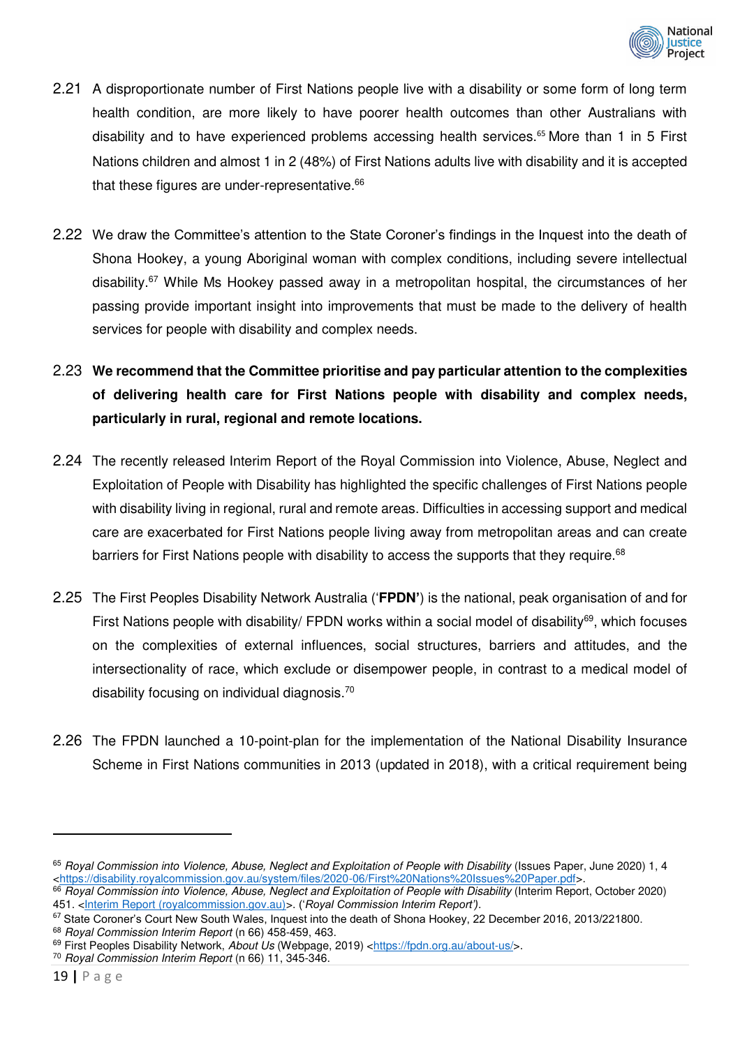2.21 A disproportionate number of First Nations people live with a disability or some form of long term health condition, are more likely to have poorer health outcomes than other Australians with disability and to have experienced problems accessing health services.[65] More than 1 in 5 First Nations children and almost 1 in 2 (48%) of First Nations adults live with disability and it is accepted that these figures are under-representative.[66]

2.22 We draw the Committee's attention to the State Coroner's findings in the Inquest into the death of Shona Hookey, a young Aboriginal woman with complex conditions, including severe intellectual disability.[67] While Ms Hookey passed away in a metropolitan hospital, the circumstances of her passing provide important insight into improvements that must be made to the delivery of health services for people with disability and complex needs.

2.23 **We recommend that the Committee prioritise and pay particular attention to the complexities of delivering health care for First Nations people with disability and complex needs, particularly in rural, regional and remote locations.**

2.24 The recently released Interim Report of the Royal Commission into Violence, Abuse, Neglect and Exploitation of People with Disability has highlighted the specific challenges of First Nations people with disability living in regional, rural and remote areas. Difficulties in accessing support and medical care are exacerbated for First Nations people living away from metropolitan areas and can create barriers for First Nations people with disability to access the supports that they require.[68]

2.25 The First Peoples Disability Network Australia ('**FPDN**') is the national, peak organisation of and for First Nations people with disability/ FPDN works within a social model of disability[69], which focuses on the complexities of external influences, social structures, barriers and attitudes, and the intersectionality of race, which exclude or disempower people, in contrast to a medical model of disability focusing on individual diagnosis.[70]

2.26 The FPDN launched a 10-point-plan for the implementation of the National Disability Insurance Scheme in First Nations communities in 2013 (updated in 2018), with a critical requirement being

---

[65] *Royal Commission into Violence, Abuse, Neglect and Exploitation of People with Disability* (Issues Paper, June 2020) 1, 4 <https://disability.royalcommission.gov.au/system/files/2020-06/First%20Nations%20Issues%20Paper.pdf>.

[66] *Royal Commission into Violence, Abuse, Neglect and Exploitation of People with Disability* (Interim Report, October 2020) 451. <Interim Report (royalcommission.gov.au)>. ('*Royal Commission Interim Report'*).

[67] State Coroner's Court New South Wales, Inquest into the death of Shona Hookey, 22 December 2016, 2013/221800.

[68] *Royal Commission Interim Report* (n 66) 458-459, 463.

[69] First Peoples Disability Network, *About Us* (Webpage, 2019) <https://fpdn.org.au/about-us/>.

[70] *Royal Commission Interim Report* (n 66) 11, 345-346.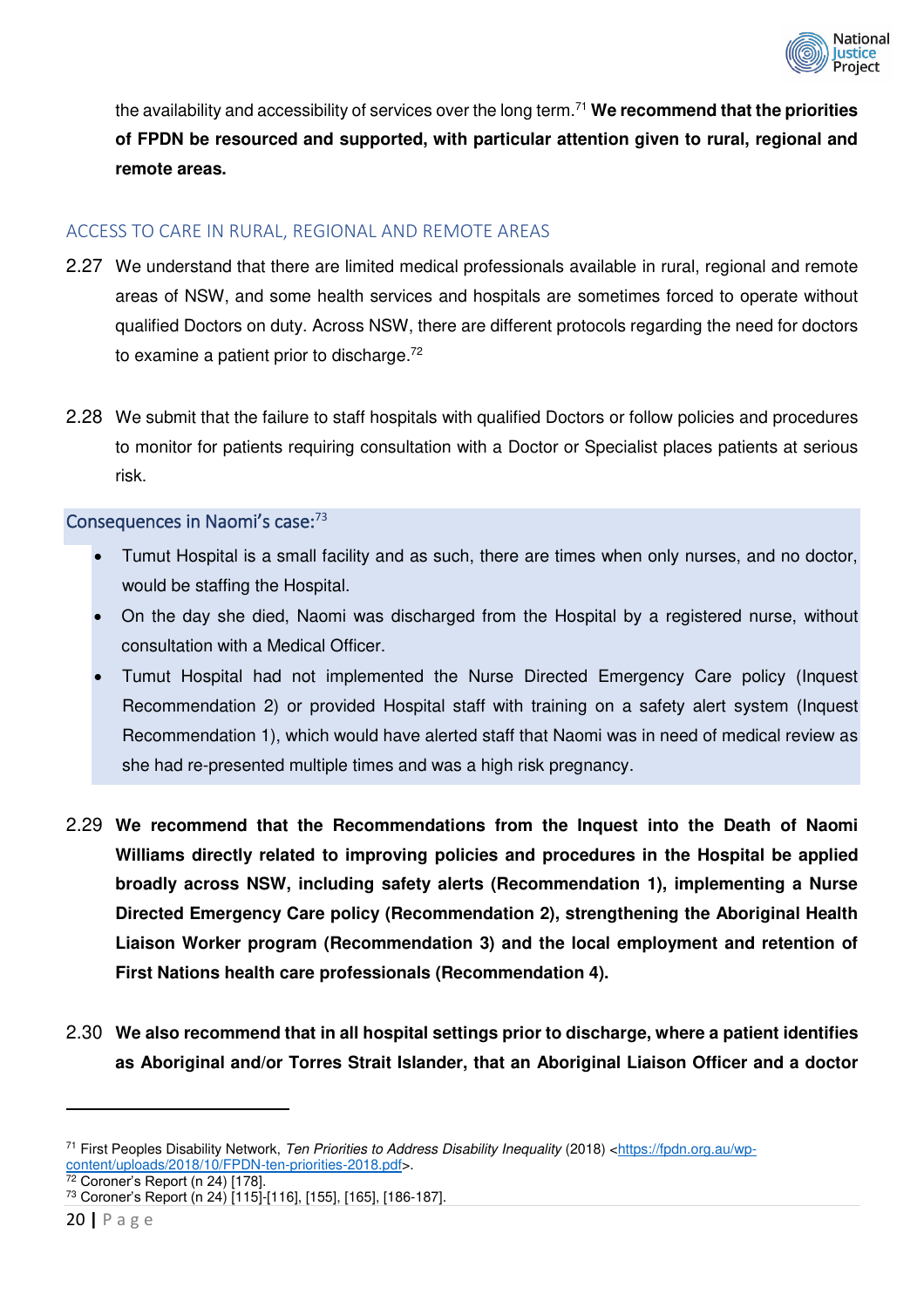the availability and accessibility of services over the long term.[71] **We recommend that the priorities of FPDN be resourced and supported, with particular attention given to rural, regional and remote areas.**

## ACCESS TO CARE IN RURAL, REGIONAL AND REMOTE AREAS

2.27 We understand that there are limited medical professionals available in rural, regional and remote areas of NSW, and some health services and hospitals are sometimes forced to operate without qualified Doctors on duty. Across NSW, there are different protocols regarding the need for doctors to examine a patient prior to discharge.[72]

2.28 We submit that the failure to staff hospitals with qualified Doctors or follow policies and procedures to monitor for patients requiring consultation with a Doctor or Specialist places patients at serious risk.

### Consequences in Naomi's case:[73]

- Tumut Hospital is a small facility and as such, there are times when only nurses, and no doctor, would be staffing the Hospital.
- On the day she died, Naomi was discharged from the Hospital by a registered nurse, without consultation with a Medical Officer.
- Tumut Hospital had not implemented the Nurse Directed Emergency Care policy (Inquest Recommendation 2) or provided Hospital staff with training on a safety alert system (Inquest Recommendation 1), which would have alerted staff that Naomi was in need of medical review as she had re-presented multiple times and was a high risk pregnancy.

2.29 **We recommend that the Recommendations from the Inquest into the Death of Naomi Williams directly related to improving policies and procedures in the Hospital be applied broadly across NSW, including safety alerts (Recommendation 1), implementing a Nurse Directed Emergency Care policy (Recommendation 2), strengthening the Aboriginal Health Liaison Worker program (Recommendation 3) and the local employment and retention of First Nations health care professionals (Recommendation 4).**

2.30 **We also recommend that in all hospital settings prior to discharge, where a patient identifies as Aboriginal and/or Torres Strait Islander, that an Aboriginal Liaison Officer and a doctor**

---

[71] First Peoples Disability Network, *Ten Priorities to Address Disability Inequality* (2018) <https://fpdn.org.au/wp-content/uploads/2018/10/FPDN-ten-priorities-2018.pdf>.

[72] Coroner's Report (n 24) [178].

[73] Coroner's Report (n 24) [115]-[116], [155], [165], [186-187].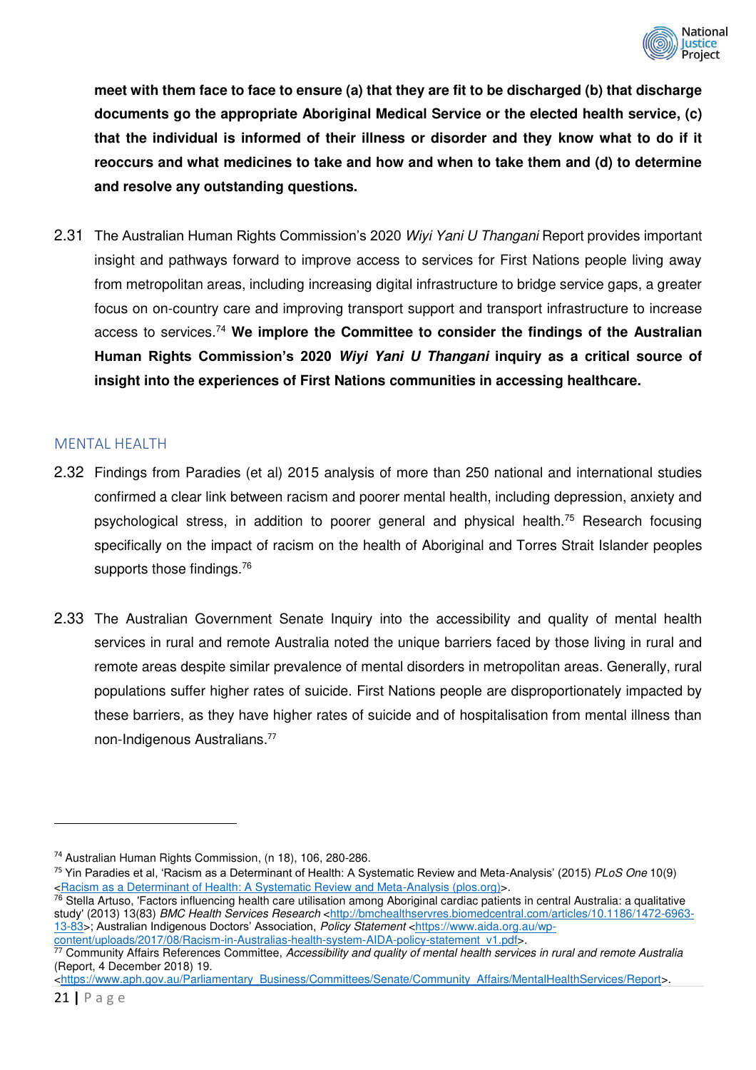**meet with them face to face to ensure (a) that they are fit to be discharged (b) that discharge documents go the appropriate Aboriginal Medical Service or the elected health service, (c) that the individual is informed of their illness or disorder and they know what to do if it reoccurs and what medicines to take and how and when to take them and (d) to determine and resolve any outstanding questions.**

2.31 The Australian Human Rights Commission's 2020 *Wiyi Yani U Thangani* Report provides important insight and pathways forward to improve access to services for First Nations people living away from metropolitan areas, including increasing digital infrastructure to bridge service gaps, a greater focus on on-country care and improving transport support and transport infrastructure to increase access to services.[74] **We implore the Committee to consider the findings of the Australian Human Rights Commission's 2020 *Wiyi Yani U Thangani* inquiry as a critical source of insight into the experiences of First Nations communities in accessing healthcare.**

## MENTAL HEALTH

2.32 Findings from Paradies (et al) 2015 analysis of more than 250 national and international studies confirmed a clear link between racism and poorer mental health, including depression, anxiety and psychological stress, in addition to poorer general and physical health.[75] Research focusing specifically on the impact of racism on the health of Aboriginal and Torres Strait Islander peoples supports those findings.[76]

2.33 The Australian Government Senate Inquiry into the accessibility and quality of mental health services in rural and remote Australia noted the unique barriers faced by those living in rural and remote areas despite similar prevalence of mental disorders in metropolitan areas. Generally, rural populations suffer higher rates of suicide. First Nations people are disproportionately impacted by these barriers, as they have higher rates of suicide and of hospitalisation from mental illness than non-Indigenous Australians.[77]

---

[74] Australian Human Rights Commission, (n 18), 106, 280-286.

[75] Yin Paradies et al, 'Racism as a Determinant of Health: A Systematic Review and Meta-Analysis' (2015) *PLoS One* 10(9) <Racism as a Determinant of Health: A Systematic Review and Meta-Analysis (plos.org)>.

[76] Stella Artuso, 'Factors influencing health care utilisation among Aboriginal cardiac patients in central Australia: a qualitative study' (2013) 13(83) *BMC Health Services Research* <http://bmchealthservres.biomedcentral.com/articles/10.1186/1472-6963-13-83>; Australian Indigenous Doctors' Association, *Policy Statement* <https://www.aida.org.au/wp-content/uploads/2017/08/Racism-in-Australias-health-system-AIDA-policy-statement_v1.pdf>.

[77] Community Affairs References Committee, *Accessibility and quality of mental health services in rural and remote Australia* (Report, 4 December 2018) 19. <https://www.aph.gov.au/Parliamentary_Business/Committees/Senate/Community_Affairs/MentalHealthServices/Report>.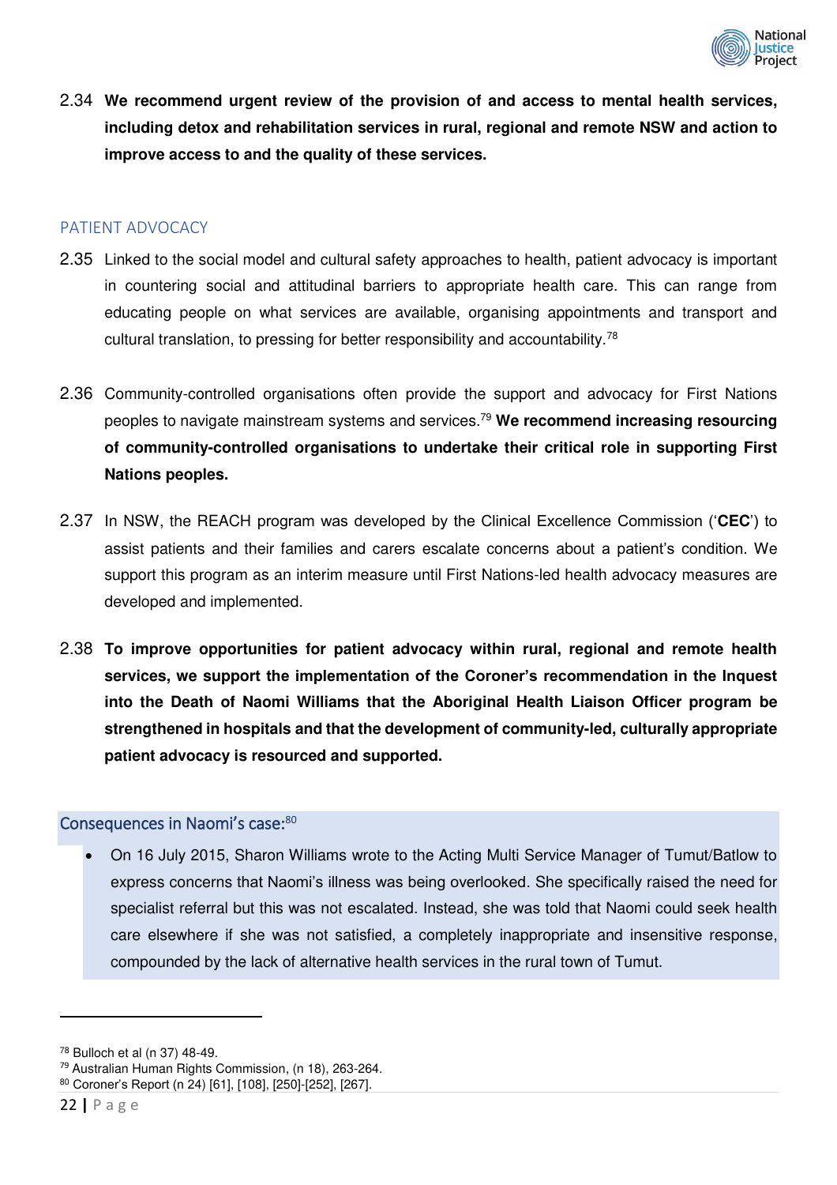2.34 **We recommend urgent review of the provision of and access to mental health services, including detox and rehabilitation services in rural, regional and remote NSW and action to improve access to and the quality of these services.**

## PATIENT ADVOCACY

2.35 Linked to the social model and cultural safety approaches to health, patient advocacy is important in countering social and attitudinal barriers to appropriate health care. This can range from educating people on what services are available, organising appointments and transport and cultural translation, to pressing for better responsibility and accountability.[78]

2.36 Community-controlled organisations often provide the support and advocacy for First Nations peoples to navigate mainstream systems and services.[79] **We recommend increasing resourcing of community-controlled organisations to undertake their critical role in supporting First Nations peoples.**

2.37 In NSW, the REACH program was developed by the Clinical Excellence Commission ('**CEC**') to assist patients and their families and carers escalate concerns about a patient's condition. We support this program as an interim measure until First Nations-led health advocacy measures are developed and implemented.

2.38 **To improve opportunities for patient advocacy within rural, regional and remote health services, we support the implementation of the Coroner's recommendation in the Inquest into the Death of Naomi Williams that the Aboriginal Health Liaison Officer program be strengthened in hospitals and that the development of community-led, culturally appropriate patient advocacy is resourced and supported.**

### Consequences in Naomi's case:[80]

- On 16 July 2015, Sharon Williams wrote to the Acting Multi Service Manager of Tumut/Batlow to express concerns that Naomi's illness was being overlooked. She specifically raised the need for specialist referral but this was not escalated. Instead, she was told that Naomi could seek health care elsewhere if she was not satisfied, a completely inappropriate and insensitive response, compounded by the lack of alternative health services in the rural town of Tumut.

---

[78] Bulloch et al (n 37) 48-49.
[79] Australian Human Rights Commission, (n 18), 263-264.
[80] Coroner's Report (n 24) [61], [108], [250]-[252], [267].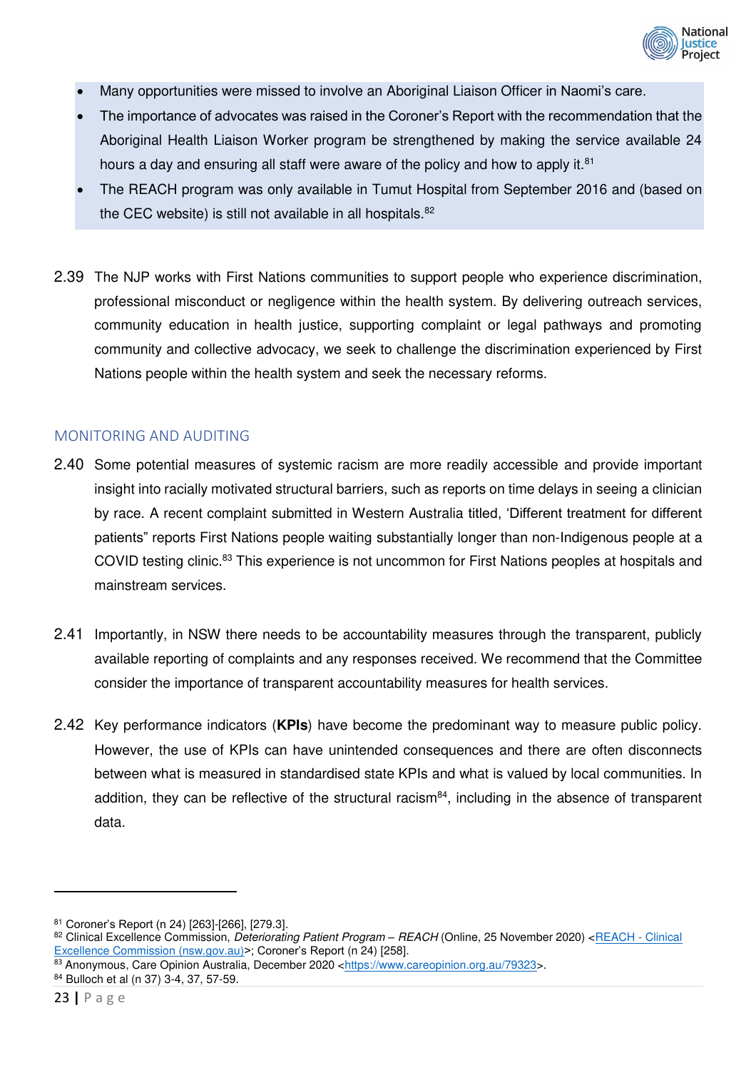- Many opportunities were missed to involve an Aboriginal Liaison Officer in Naomi's care.
- The importance of advocates was raised in the Coroner's Report with the recommendation that the Aboriginal Health Liaison Worker program be strengthened by making the service available 24 hours a day and ensuring all staff were aware of the policy and how to apply it.[81]
- The REACH program was only available in Tumut Hospital from September 2016 and (based on the CEC website) is still not available in all hospitals.[82]

2.39 The NJP works with First Nations communities to support people who experience discrimination, professional misconduct or negligence within the health system. By delivering outreach services, community education in health justice, supporting complaint or legal pathways and promoting community and collective advocacy, we seek to challenge the discrimination experienced by First Nations people within the health system and seek the necessary reforms.

## MONITORING AND AUDITING

2.40 Some potential measures of systemic racism are more readily accessible and provide important insight into racially motivated structural barriers, such as reports on time delays in seeing a clinician by race. A recent complaint submitted in Western Australia titled, 'Different treatment for different patients" reports First Nations people waiting substantially longer than non-Indigenous people at a COVID testing clinic.[83] This experience is not uncommon for First Nations peoples at hospitals and mainstream services.

2.41 Importantly, in NSW there needs to be accountability measures through the transparent, publicly available reporting of complaints and any responses received. We recommend that the Committee consider the importance of transparent accountability measures for health services.

2.42 Key performance indicators (**KPIs**) have become the predominant way to measure public policy. However, the use of KPIs can have unintended consequences and there are often disconnects between what is measured in standardised state KPIs and what is valued by local communities. In addition, they can be reflective of the structural racism[84], including in the absence of transparent data.

---

[81] Coroner's Report (n 24) [263]-[266], [279.3].

[82] Clinical Excellence Commission, *Deteriorating Patient Program – REACH* (Online, 25 November 2020) <REACH - Clinical Excellence Commission (nsw.gov.au)>; Coroner's Report (n 24) [258].

[83] Anonymous, Care Opinion Australia, December 2020 <https://www.careopinion.org.au/79323>.

[84] Bulloch et al (n 37) 3-4, 37, 57-59.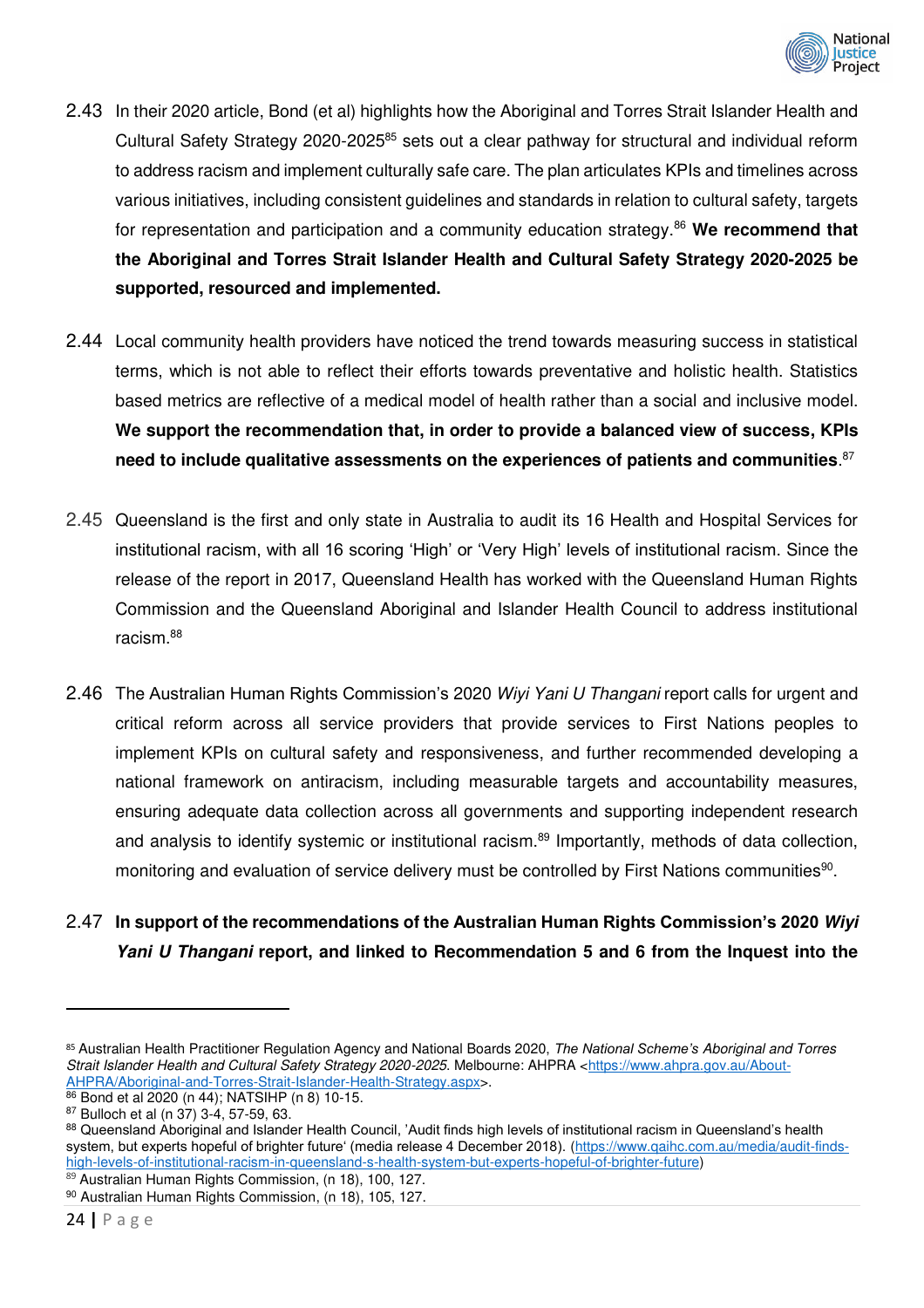2.43 In their 2020 article, Bond (et al) highlights how the Aboriginal and Torres Strait Islander Health and Cultural Safety Strategy 2020-2025[85] sets out a clear pathway for structural and individual reform to address racism and implement culturally safe care. The plan articulates KPIs and timelines across various initiatives, including consistent guidelines and standards in relation to cultural safety, targets for representation and participation and a community education strategy.[86] **We recommend that the Aboriginal and Torres Strait Islander Health and Cultural Safety Strategy 2020-2025 be supported, resourced and implemented.**

2.44 Local community health providers have noticed the trend towards measuring success in statistical terms, which is not able to reflect their efforts towards preventative and holistic health. Statistics based metrics are reflective of a medical model of health rather than a social and inclusive model. **We support the recommendation that, in order to provide a balanced view of success, KPIs need to include qualitative assessments on the experiences of patients and communities**.[87]

2.45 Queensland is the first and only state in Australia to audit its 16 Health and Hospital Services for institutional racism, with all 16 scoring 'High' or 'Very High' levels of institutional racism. Since the release of the report in 2017, Queensland Health has worked with the Queensland Human Rights Commission and the Queensland Aboriginal and Islander Health Council to address institutional racism.[88]

2.46 The Australian Human Rights Commission's 2020 *Wiyi Yani U Thangani* report calls for urgent and critical reform across all service providers that provide services to First Nations peoples to implement KPIs on cultural safety and responsiveness, and further recommended developing a national framework on antiracism, including measurable targets and accountability measures, ensuring adequate data collection across all governments and supporting independent research and analysis to identify systemic or institutional racism.[89] Importantly, methods of data collection, monitoring and evaluation of service delivery must be controlled by First Nations communities[90].

2.47 **In support of the recommendations of the Australian Human Rights Commission's 2020 *Wiyi Yani U Thangani* report, and linked to Recommendation 5 and 6 from the Inquest into the**

---

[85] Australian Health Practitioner Regulation Agency and National Boards 2020, *The National Scheme's Aboriginal and Torres Strait Islander Health and Cultural Safety Strategy 2020-2025*. Melbourne: AHPRA <https://www.ahpra.gov.au/About-AHPRA/Aboriginal-and-Torres-Strait-Islander-Health-Strategy.aspx>.

[86] Bond et al 2020 (n 44); NATSIHP (n 8) 10-15.

[87] Bulloch et al (n 37) 3-4, 57-59, 63.

[88] Queensland Aboriginal and Islander Health Council, 'Audit finds high levels of institutional racism in Queensland's health system, but experts hopeful of brighter future' (media release 4 December 2018). (https://www.qaihc.com.au/media/audit-finds-high-levels-of-institutional-racism-in-queensland-s-health-system-but-experts-hopeful-of-brighter-future)

[89] Australian Human Rights Commission, (n 18), 100, 127.

[90] Australian Human Rights Commission, (n 18), 105, 127.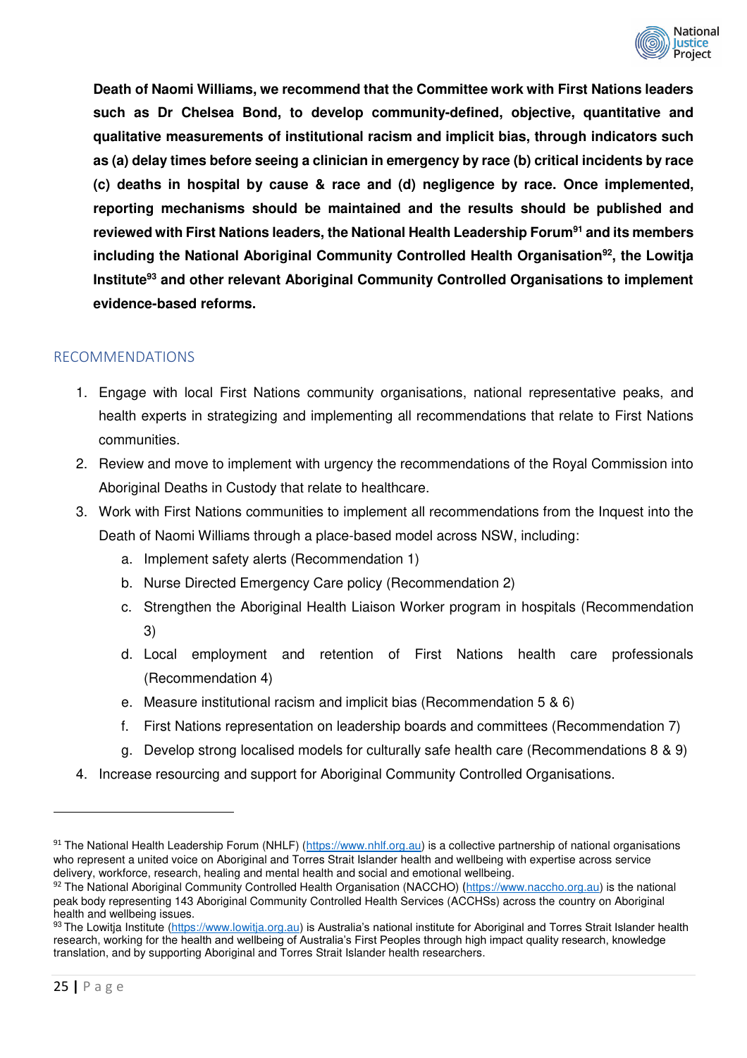**Death of Naomi Williams, we recommend that the Committee work with First Nations leaders such as Dr Chelsea Bond, to develop community-defined, objective, quantitative and qualitative measurements of institutional racism and implicit bias, through indicators such as (a) delay times before seeing a clinician in emergency by race (b) critical incidents by race (c) deaths in hospital by cause & race and (d) negligence by race. Once implemented, reporting mechanisms should be maintained and the results should be published and reviewed with First Nations leaders, the National Health Leadership Forum[91] and its members including the National Aboriginal Community Controlled Health Organisation[92], the Lowitja Institute[93] and other relevant Aboriginal Community Controlled Organisations to implement evidence-based reforms.**

## RECOMMENDATIONS

1. Engage with local First Nations community organisations, national representative peaks, and health experts in strategizing and implementing all recommendations that relate to First Nations communities.
2. Review and move to implement with urgency the recommendations of the Royal Commission into Aboriginal Deaths in Custody that relate to healthcare.
3. Work with First Nations communities to implement all recommendations from the Inquest into the Death of Naomi Williams through a place-based model across NSW, including:
    a. Implement safety alerts (Recommendation 1)
    b. Nurse Directed Emergency Care policy (Recommendation 2)
    c. Strengthen the Aboriginal Health Liaison Worker program in hospitals (Recommendation 3)
    d. Local employment and retention of First Nations health care professionals (Recommendation 4)
    e. Measure institutional racism and implicit bias (Recommendation 5 & 6)
    f. First Nations representation on leadership boards and committees (Recommendation 7)
    g. Develop strong localised models for culturally safe health care (Recommendations 8 & 9)
4. Increase resourcing and support for Aboriginal Community Controlled Organisations.

---

[91] The National Health Leadership Forum (NHLF) (https://www.nhlf.org.au) is a collective partnership of national organisations who represent a united voice on Aboriginal and Torres Strait Islander health and wellbeing with expertise across service delivery, workforce, research, healing and mental health and social and emotional wellbeing.

[92] The National Aboriginal Community Controlled Health Organisation (NACCHO) (https://www.naccho.org.au) is the national peak body representing 143 Aboriginal Community Controlled Health Services (ACCHSs) across the country on Aboriginal health and wellbeing issues.

[93] The Lowitja Institute (https://www.lowitja.org.au) is Australia's national institute for Aboriginal and Torres Strait Islander health research, working for the health and wellbeing of Australia's First Peoples through high impact quality research, knowledge translation, and by supporting Aboriginal and Torres Strait Islander health researchers.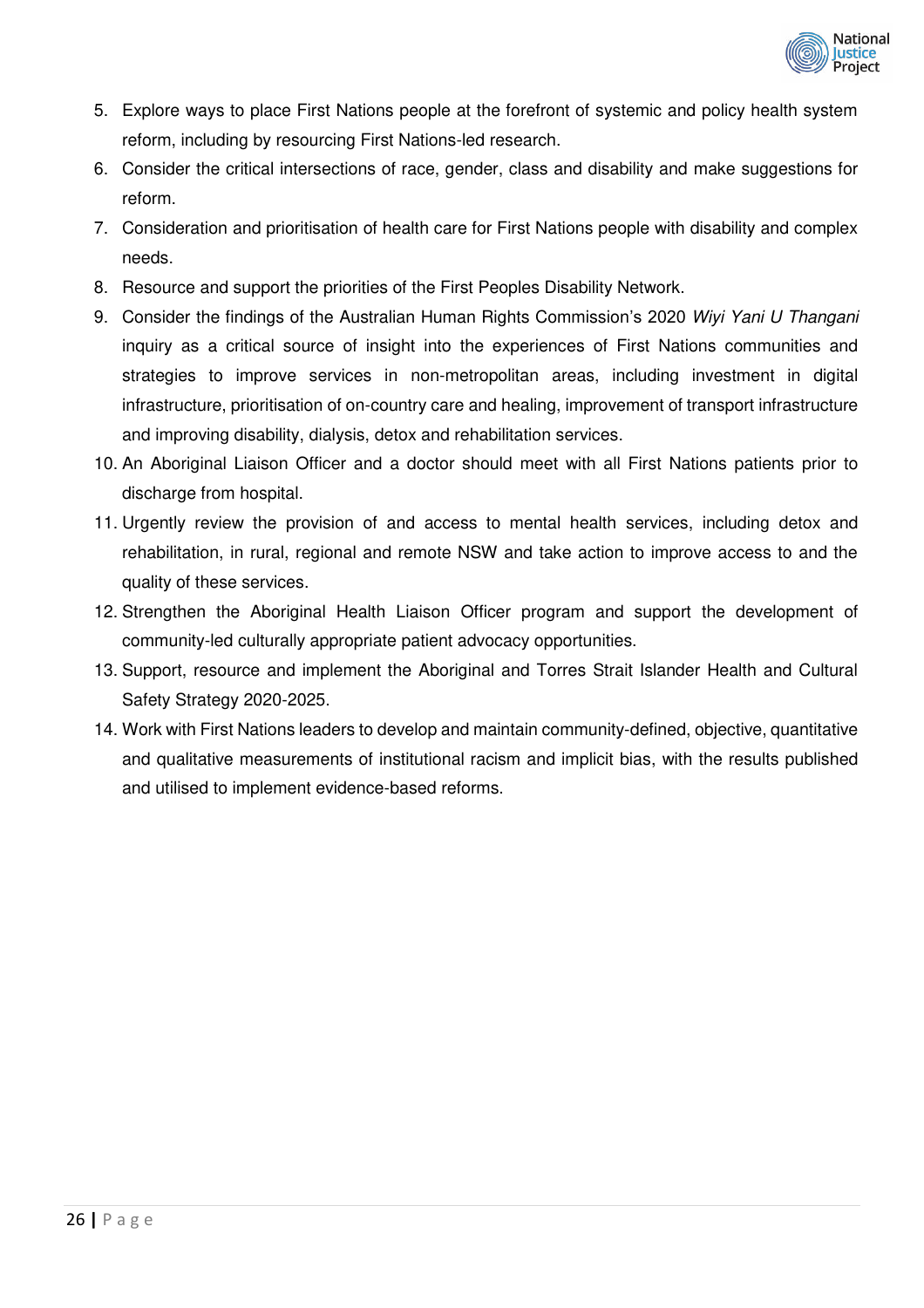5. Explore ways to place First Nations people at the forefront of systemic and policy health system reform, including by resourcing First Nations-led research.
6. Consider the critical intersections of race, gender, class and disability and make suggestions for reform.
7. Consideration and prioritisation of health care for First Nations people with disability and complex needs.
8. Resource and support the priorities of the First Peoples Disability Network.
9. Consider the findings of the Australian Human Rights Commission's 2020 *Wiyi Yani U Thangani* inquiry as a critical source of insight into the experiences of First Nations communities and strategies to improve services in non-metropolitan areas, including investment in digital infrastructure, prioritisation of on-country care and healing, improvement of transport infrastructure and improving disability, dialysis, detox and rehabilitation services.
10. An Aboriginal Liaison Officer and a doctor should meet with all First Nations patients prior to discharge from hospital.
11. Urgently review the provision of and access to mental health services, including detox and rehabilitation, in rural, regional and remote NSW and take action to improve access to and the quality of these services.
12. Strengthen the Aboriginal Health Liaison Officer program and support the development of community-led culturally appropriate patient advocacy opportunities.
13. Support, resource and implement the Aboriginal and Torres Strait Islander Health and Cultural Safety Strategy 2020-2025.
14. Work with First Nations leaders to develop and maintain community-defined, objective, quantitative and qualitative measurements of institutional racism and implicit bias, with the results published and utilised to implement evidence-based reforms.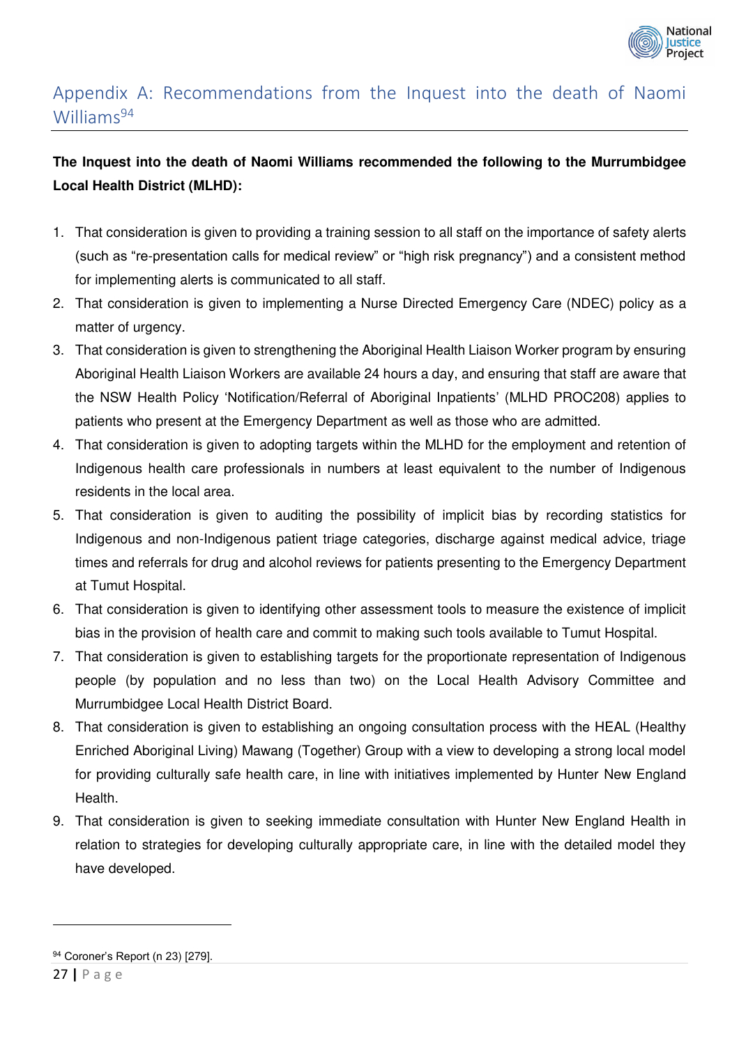## Appendix A: Recommendations from the Inquest into the death of Naomi Williams[94]

**The Inquest into the death of Naomi Williams recommended the following to the Murrumbidgee Local Health District (MLHD):**

1. That consideration is given to providing a training session to all staff on the importance of safety alerts (such as "re-presentation calls for medical review" or "high risk pregnancy") and a consistent method for implementing alerts is communicated to all staff.
2. That consideration is given to implementing a Nurse Directed Emergency Care (NDEC) policy as a matter of urgency.
3. That consideration is given to strengthening the Aboriginal Health Liaison Worker program by ensuring Aboriginal Health Liaison Workers are available 24 hours a day, and ensuring that staff are aware that the NSW Health Policy 'Notification/Referral of Aboriginal Inpatients' (MLHD PROC208) applies to patients who present at the Emergency Department as well as those who are admitted.
4. That consideration is given to adopting targets within the MLHD for the employment and retention of Indigenous health care professionals in numbers at least equivalent to the number of Indigenous residents in the local area.
5. That consideration is given to auditing the possibility of implicit bias by recording statistics for Indigenous and non-Indigenous patient triage categories, discharge against medical advice, triage times and referrals for drug and alcohol reviews for patients presenting to the Emergency Department at Tumut Hospital.
6. That consideration is given to identifying other assessment tools to measure the existence of implicit bias in the provision of health care and commit to making such tools available to Tumut Hospital.
7. That consideration is given to establishing targets for the proportionate representation of Indigenous people (by population and no less than two) on the Local Health Advisory Committee and Murrumbidgee Local Health District Board.
8. That consideration is given to establishing an ongoing consultation process with the HEAL (Healthy Enriched Aboriginal Living) Mawang (Together) Group with a view to developing a strong local model for providing culturally safe health care, in line with initiatives implemented by Hunter New England Health.
9. That consideration is given to seeking immediate consultation with Hunter New England Health in relation to strategies for developing culturally appropriate care, in line with the detailed model they have developed.

[94] Coroner's Report (n 23) [279].